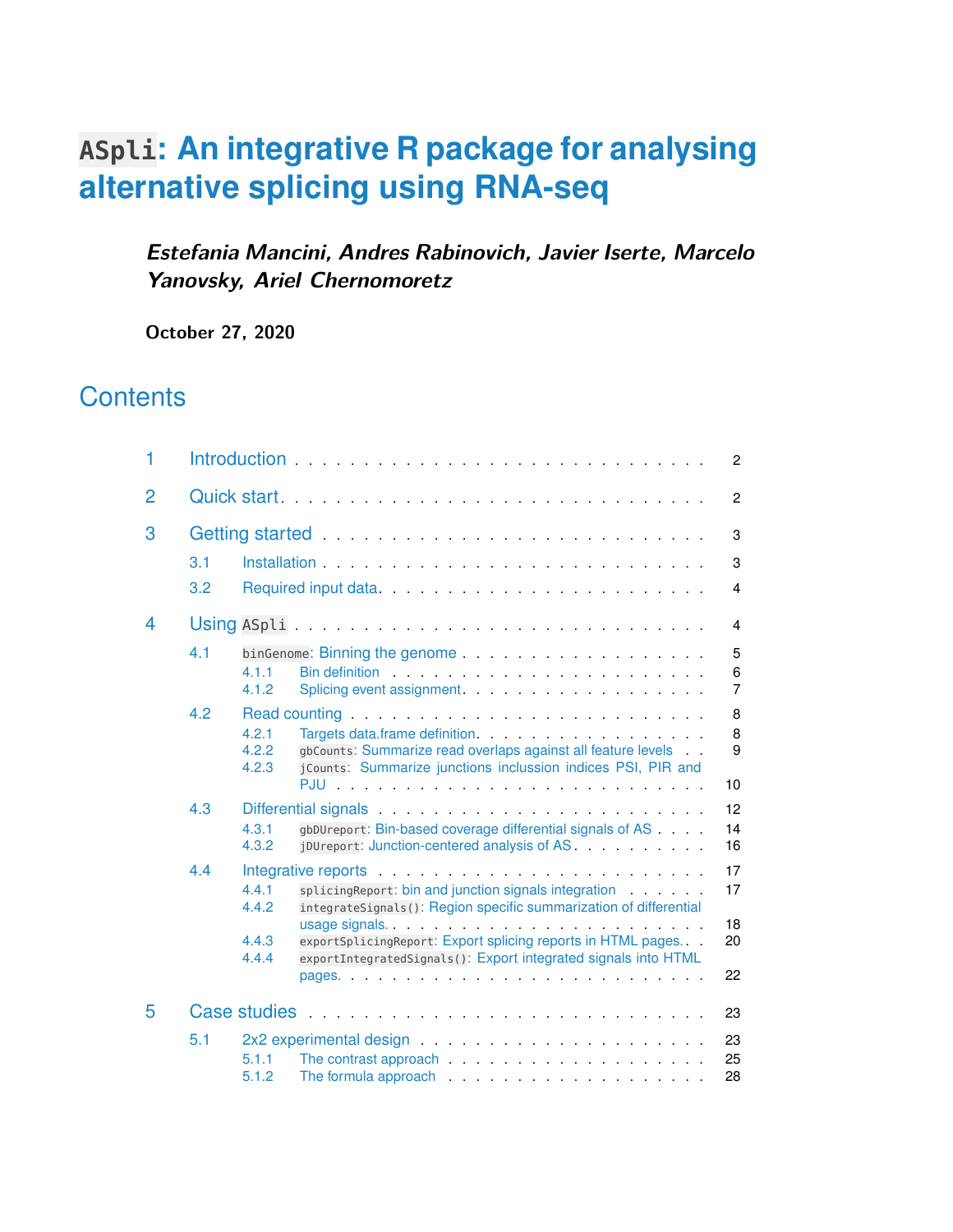# `ASpli`: An integrative R package for analysing alternative splicing using RNA-seq

***Estefania Mancini, Andres Rabinovich, Javier Iserte, Marcelo Yanovsky, Ariel Chernomoretz***

**October 27, 2020**

## Contents

1 Introduction . . . . . . . . . . . . . . . . . . . . . . . . . . . . . 2

2 Quick start . . . . . . . . . . . . . . . . . . . . . . . . . . . . . 2

3 Getting started . . . . . . . . . . . . . . . . . . . . . . . . . . . 3

- 3.1 Installation . . . . . . . . . . . . . . . . . . . . . . . . . . . 3
- 3.2 Required input data . . . . . . . . . . . . . . . . . . . . . . 4

4 Using `ASpli` . . . . . . . . . . . . . . . . . . . . . . . . . . . . 4

- 4.1 `binGenome`: Binning the genome . . . . . . . . . . . . . . . . 5
  - 4.1.1 Bin definition . . . . . . . . . . . . . . . . . . . . . . . 6
  - 4.1.2 Splicing event assignment . . . . . . . . . . . . . . . . 7
- 4.2 Read counting . . . . . . . . . . . . . . . . . . . . . . . . . 8
  - 4.2.1 Targets data.frame definition . . . . . . . . . . . . . . . 8
  - 4.2.2 `gbCounts`: Summarize read overlaps against all feature levels . . 9
  - 4.2.3 `jCounts`: Summarize junctions inclussion indices PSI, PIR and PJU . . . . . . . . . . . . . . . . . . . . . . . . . . 10
- 4.3 Differential signals . . . . . . . . . . . . . . . . . . . . . . 12
  - 4.3.1 `gbDUreport`: Bin-based coverage differential signals of AS . . . . 14
  - 4.3.2 `jDUreport`: Junction-centered analysis of AS . . . . . . . . . 16
- 4.4 Integrative reports . . . . . . . . . . . . . . . . . . . . . . 17
  - 4.4.1 `splicingReport`: bin and junction signals integration . . . . . . 17
  - 4.4.2 `integrateSignals()`: Region specific summarization of differential usage signals. . . . . . . . . . . . . . . . . . . . . . . . . 18
  - 4.4.3 `exportSplicingReport`: Export splicing reports in HTML pages. . . 20
  - 4.4.4 `exportIntegratedSignals()`: Export integrated signals into HTML pages. . . . . . . . . . . . . . . . . . . . . . . . . . . 22

5 Case studies . . . . . . . . . . . . . . . . . . . . . . . . . . . . 23

- 5.1 2x2 experimental design . . . . . . . . . . . . . . . . . . . . 23
  - 5.1.1 The contrast approach . . . . . . . . . . . . . . . . . . . 25
  - 5.1.2 The formula approach . . . . . . . . . . . . . . . . . . . 28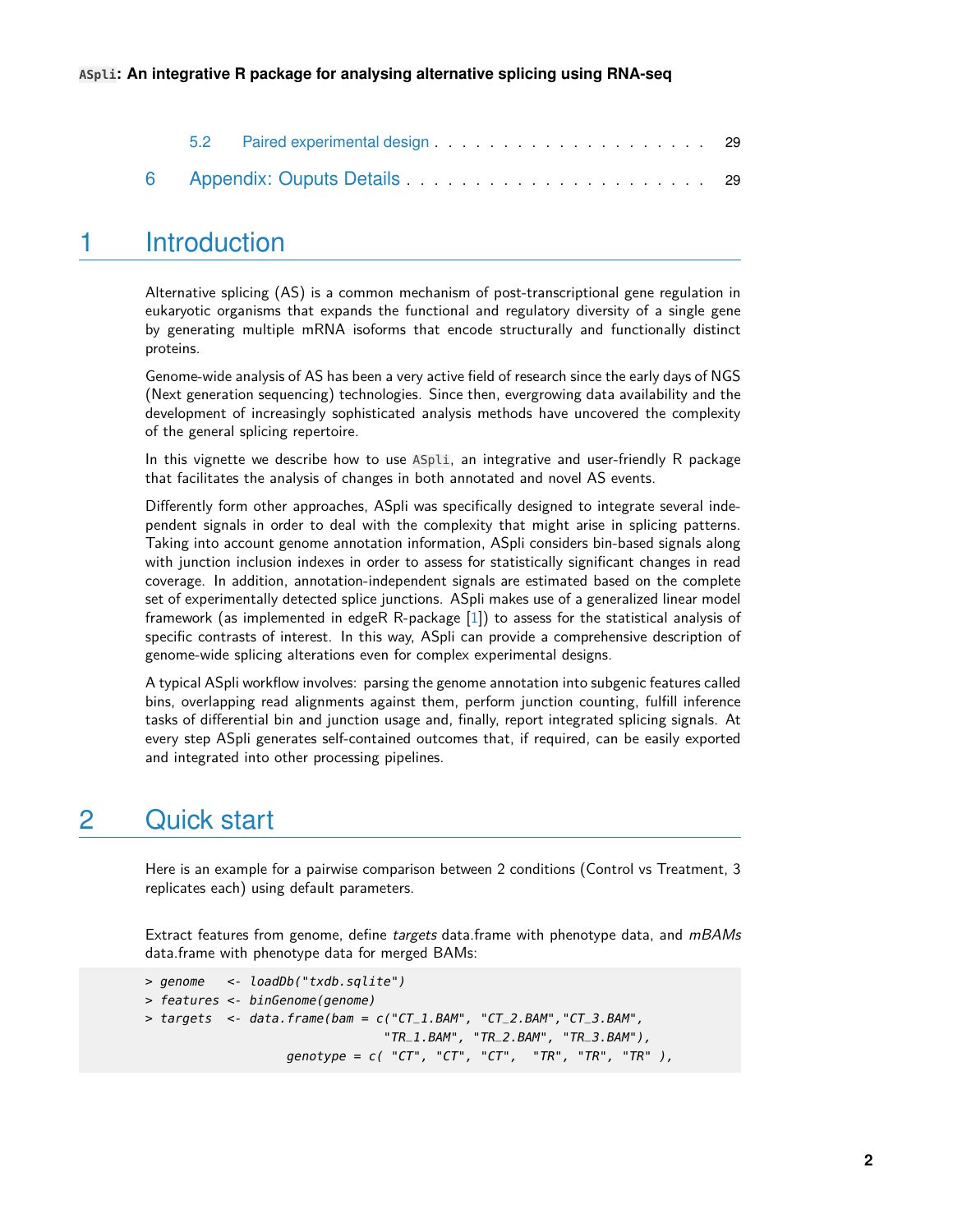5.2 Paired experimental design . . . . . . . . . . . . . . . . . . . . 29

6 Appendix: Ouputs Details . . . . . . . . . . . . . . . . . . . . . 29

# 1 Introduction

Alternative splicing (AS) is a common mechanism of post-transcriptional gene regulation in eukaryotic organisms that expands the functional and regulatory diversity of a single gene by generating multiple mRNA isoforms that encode structurally and functionally distinct proteins.

Genome-wide analysis of AS has been a very active field of research since the early days of NGS (Next generation sequencing) technologies. Since then, evergrowing data availability and the development of increasingly sophisticated analysis methods have uncovered the complexity of the general splicing repertoire.

In this vignette we describe how to use `ASpli`, an integrative and user-friendly R package that facilitates the analysis of changes in both annotated and novel AS events.

Differently form other approaches, ASpli was specifically designed to integrate several independent signals in order to deal with the complexity that might arise in splicing patterns. Taking into account genome annotation information, ASpli considers bin-based signals along with junction inclusion indexes in order to assess for statistically significant changes in read coverage. In addition, annotation-independent signals are estimated based on the complete set of experimentally detected splice junctions. ASpli makes use of a generalized linear model framework (as implemented in edgeR R-package [1]) to assess for the statistical analysis of specific contrasts of interest. In this way, ASpli can provide a comprehensive description of genome-wide splicing alterations even for complex experimental designs.

A typical ASpli workflow involves: parsing the genome annotation into subgenic features called bins, overlapping read alignments against them, perform junction counting, fulfill inference tasks of differential bin and junction usage and, finally, report integrated splicing signals. At every step ASpli generates self-contained outcomes that, if required, can be easily exported and integrated into other processing pipelines.

# 2 Quick start

Here is an example for a pairwise comparison between 2 conditions (Control vs Treatment, 3 replicates each) using default parameters.

Extract features from genome, define *targets* data.frame with phenotype data, and *mBAMs* data.frame with phenotype data for merged BAMs:

```
> genome   <- loadDb("txdb.sqlite")
> features <- binGenome(genome)
> targets  <- data.frame(bam = c("CT_1.BAM", "CT_2.BAM","CT_3.BAM",
                                 "TR_1.BAM", "TR_2.BAM", "TR_3.BAM"),
                    genotype = c( "CT", "CT", "CT",  "TR", "TR", "TR" ),
```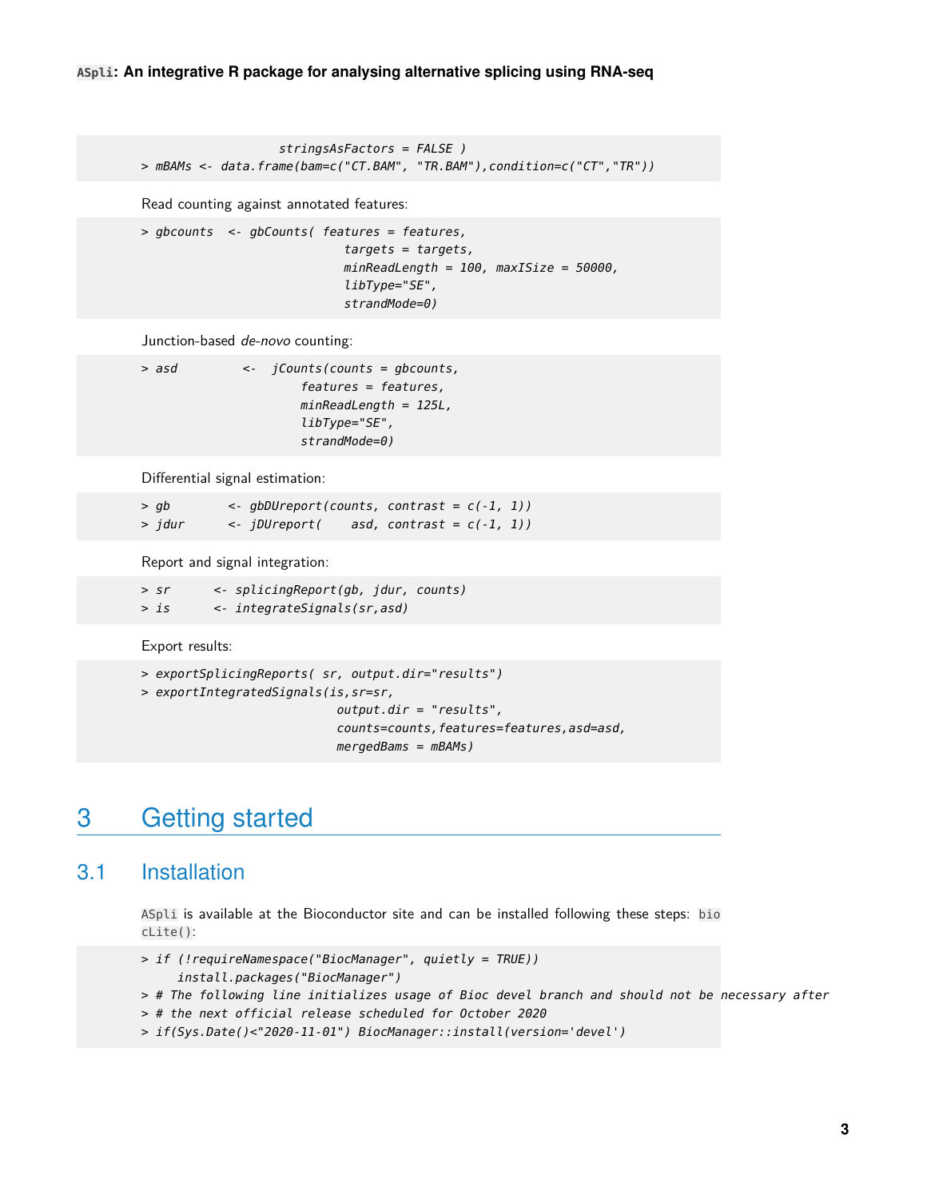```
                    stringsAsFactors = FALSE )
> mBAMs <- data.frame(bam=c("CT.BAM", "TR.BAM"),condition=c("CT","TR"))
```

Read counting against annotated features:

```
> gbcounts  <- gbCounts( features = features,
                          targets = targets,
                          minReadLength = 100, maxISize = 50000,
                          libType="SE",
                          strandMode=0)
```

Junction-based *de-novo* counting:

```
> asd        <-  jCounts(counts = gbcounts,
                    features = features,
                    minReadLength = 125L,
                    libType="SE",
                    strandMode=0)
```

Differential signal estimation:

```
> gb        <- gbDUreport(counts, contrast = c(-1, 1))
> jdur      <- jDUreport(    asd, contrast = c(-1, 1))
```

Report and signal integration:

```
> sr      <- splicingReport(gb, jdur, counts)
> is      <- integrateSignals(sr,asd)
```

Export results:

```
> exportSplicingReports( sr, output.dir="results")
> exportIntegratedSignals(is,sr=sr,
                          output.dir = "results",
                          counts=counts,features=features,asd=asd,
                          mergedBams = mBAMs)
```

# 3 Getting started

## 3.1 Installation

`ASpli` is available at the Bioconductor site and can be installed following these steps: `biocLite()`:

```
> if (!requireNamespace("BiocManager", quietly = TRUE))
     install.packages("BiocManager")
> # The following line initializes usage of Bioc devel branch and should not be necessary after
> # the next official release scheduled for October 2020
> if(Sys.Date()<"2020-11-01") BiocManager::install(version='devel')
```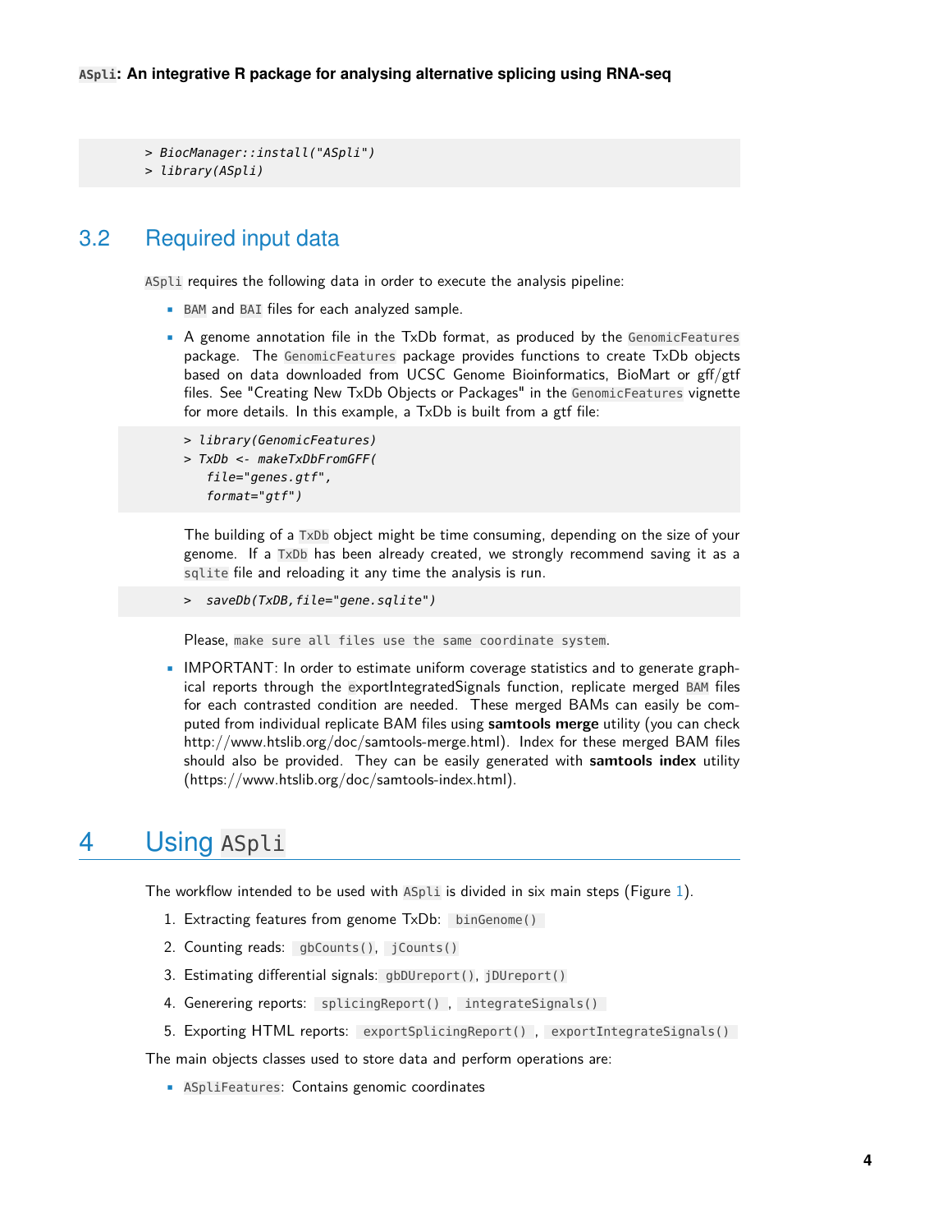```
> BiocManager::install("ASpli")
> library(ASpli)
```

## 3.2 Required input data

ASpli requires the following data in order to execute the analysis pipeline:

- BAM and BAI files for each analyzed sample.
- A genome annotation file in the TxDb format, as produced by the GenomicFeatures package. The GenomicFeatures package provides functions to create TxDb objects based on data downloaded from UCSC Genome Bioinformatics, BioMart or gff/gtf files. See "Creating New TxDb Objects or Packages" in the GenomicFeatures vignette for more details. In this example, a TxDb is built from a gtf file:

  ```
  > library(GenomicFeatures)
  > TxDb <- makeTxDbFromGFF(
     file="genes.gtf",
     format="gtf")
  ```

  The building of a TxDb object might be time consuming, depending on the size of your genome. If a TxDb has been already created, we strongly recommend saving it as a sqlite file and reloading it any time the analysis is run.

  ```
  >  saveDb(TxDB,file="gene.sqlite")
  ```

  Please, `make sure all files use the same coordinate system`.

- IMPORTANT: In order to estimate uniform coverage statistics and to generate graphical reports through the exportIntegratedSignals function, replicate merged BAM files for each contrasted condition are needed. These merged BAMs can easily be computed from individual replicate BAM files using **samtools merge** utility (you can check http://www.htslib.org/doc/samtools-merge.html). Index for these merged BAM files should also be provided. They can be easily generated with **samtools index** utility (https://www.htslib.org/doc/samtools-index.html).

# 4 Using ASpli

The workflow intended to be used with ASpli is divided in six main steps (Figure 1).

1. Extracting features from genome TxDb: `binGenome()`
2. Counting reads: `gbCounts()`, `jCounts()`
3. Estimating differential signals: `gbDUreport()`, `jDUreport()`
4. Genereing reports: `splicingReport()` , `integrateSignals()`
5. Exporting HTML reports: `exportSplicingReport()` , `exportIntegrateSignals()`

The main objects classes used to store data and perform operations are:

- ASpliFeatures: Contains genomic coordinates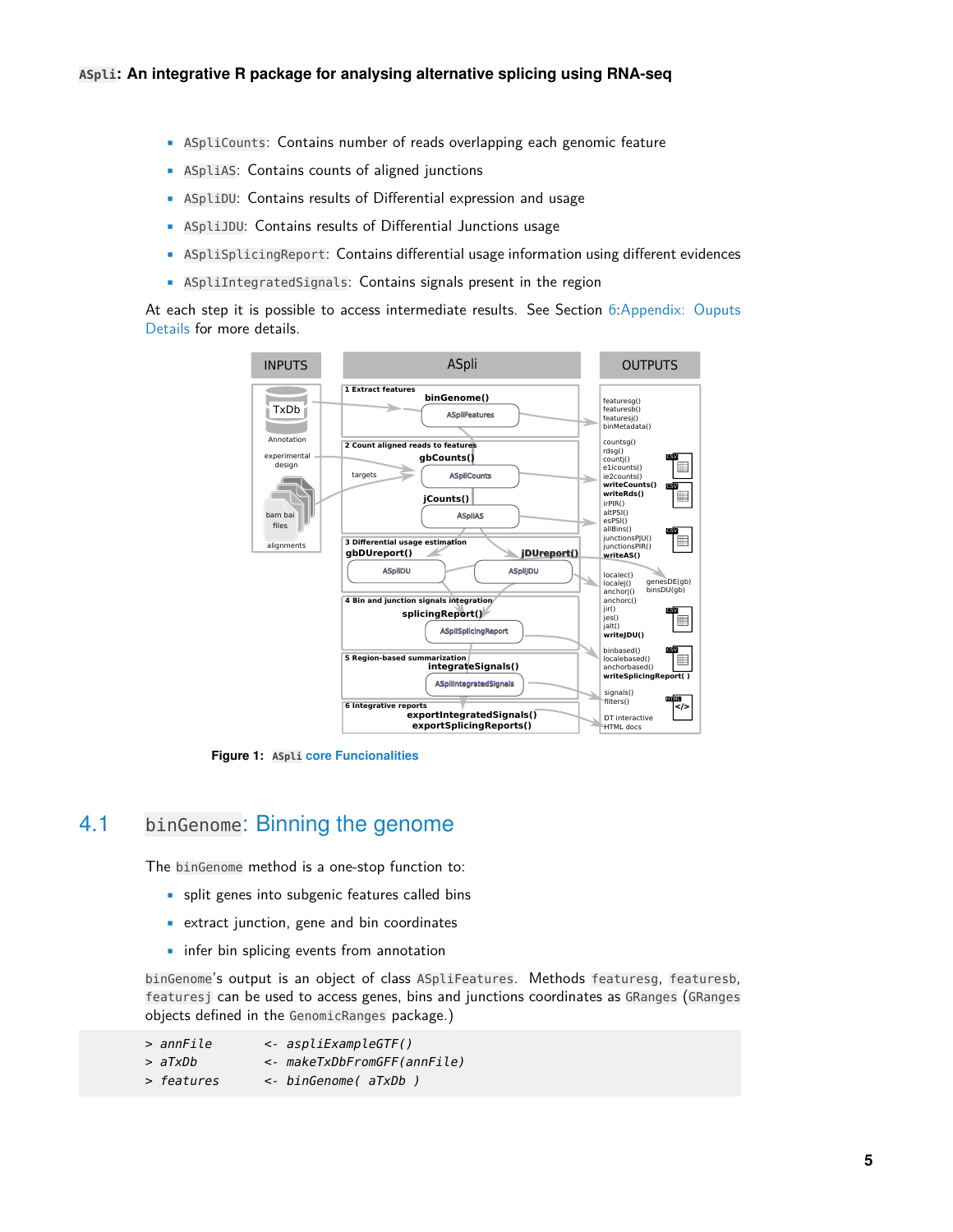- `ASpliCounts`: Contains number of reads overlapping each genomic feature
- `ASpliAS`: Contains counts of aligned junctions
- `ASpliDU`: Contains results of Differential expression and usage
- `ASpliJDU`: Contains results of Differential Junctions usage
- `ASpliSplicingReport`: Contains differential usage information using different evidences
- `ASpliIntegratedSignals`: Contains signals present in the region

At each step it is possible to access intermediate results. See Section 6:Appendix: Ouputs Details for more details.

**Figure 1:** `ASpli` **core Funcionalities**

## 4.1 `binGenome`: Binning the genome

The `binGenome` method is a one-stop function to:

- split genes into subgenic features called bins
- extract junction, gene and bin coordinates
- infer bin splicing events from annotation

`binGenome`'s output is an object of class `ASpliFeatures`. Methods `featuresg`, `featuresb`, `featuresj` can be used to access genes, bins and junctions coordinates as `GRanges` (`GRanges` objects defined in the `GenomicRanges` package.)

```
> annFile       <- aspliExampleGTF()
> aTxDb         <- makeTxDbFromGFF(annFile)
> features      <- binGenome( aTxDb )
```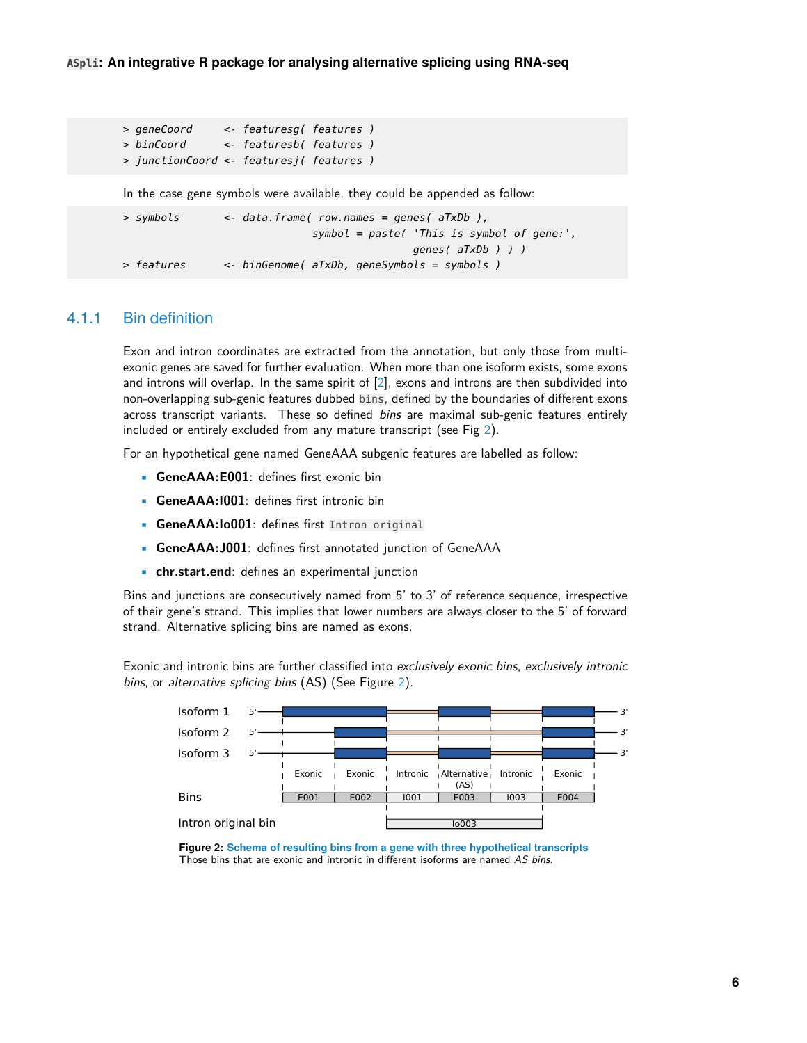```
> geneCoord     <- featuresg( features )
> binCoord      <- featuresb( features )
> junctionCoord <- featuresj( features )
```

In the case gene symbols were available, they could be appended as follow:

```
> symbols      <- data.frame( row.names = genes( aTxDb ),
                       symbol = paste( 'This is symbol of gene:',
                                       genes( aTxDb ) ) )
> features     <- binGenome( aTxDb, geneSymbols = symbols )
```

### 4.1.1 Bin definition

Exon and intron coordinates are extracted from the annotation, but only those from multi-exonic genes are saved for further evaluation. When more than one isoform exists, some exons and introns will overlap. In the same spirit of [2], exons and introns are then subdivided into non-overlapping sub-genic features dubbed `bins`, defined by the boundaries of different exons across transcript variants. These so defined *bins* are maximal sub-genic features entirely included or entirely excluded from any mature transcript (see Fig 2).

For an hypothetical gene named GeneAAA subgenic features are labelled as follow:

- **GeneAAA:E001**: defines first exonic bin
- **GeneAAA:I001**: defines first intronic bin
- **GeneAAA:Io001**: defines first `Intron original`
- **GeneAAA:J001**: defines first annotated junction of GeneAAA
- **chr.start.end**: defines an experimental junction

Bins and junctions are consecutively named from 5' to 3' of reference sequence, irrespective of their gene's strand. This implies that lower numbers are always closer to the 5' of forward strand. Alternative splicing bins are named as exons.

Exonic and intronic bins are further classified into *exclusively exonic bins*, *exclusively intronic bins*, or *alternative splicing bins* (AS) (See Figure 2).

**Figure 2: Schema of resulting bins from a gene with three hypothetical transcripts**
Those bins that are exonic and intronic in different isoforms are named *AS bins*.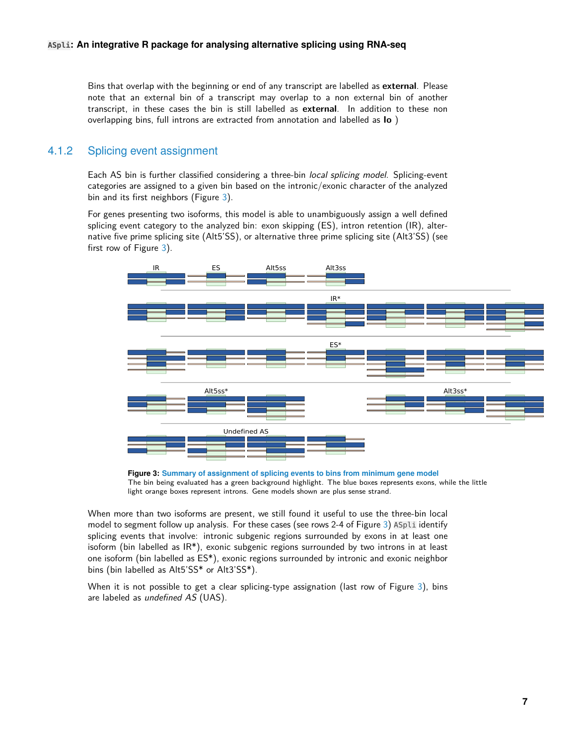Bins that overlap with the beginning or end of any transcript are labelled as **external**. Please note that an external bin of a transcript may overlap to a non external bin of another transcript, in these cases the bin is still labelled as **external**. In addition to these non overlapping bins, full introns are extracted from annotation and labelled as **Io** )

### 4.1.2 Splicing event assignment

Each AS bin is further classified considering a three-bin *local splicing model*. Splicing-event categories are assigned to a given bin based on the intronic/exonic character of the analyzed bin and its first neighbors (Figure 3).

For genes presenting two isoforms, this model is able to unambiguously assign a well defined splicing event category to the analyzed bin: exon skipping (ES), intron retention (IR), alternative five prime splicing site (Alt5'SS), or alternative three prime splicing site (Alt3'SS) (see first row of Figure 3).

**Figure 3: Summary of assignment of splicing events to bins from minimum gene model**
The bin being evaluated has a green background highlight. The blue boxes represents exons, while the little light orange boxes represent introns. Gene models shown are plus sense strand.

When more than two isoforms are present, we still found it useful to use the three-bin local model to segment follow up analysis. For these cases (see rows 2-4 of Figure 3) `ASpli` identify splicing events that involve: intronic subgenic regions surrounded by exons in at least one isoform (bin labelled as IR*), exonic subgenic regions surrounded by two introns in at least one isoform (bin labelled as ES*), exonic regions surrounded by intronic and exonic neighbor bins (bin labelled as Alt5'SS* or Alt3'SS*).

When it is not possible to get a clear splicing-type assignation (last row of Figure 3), bins are labeled as *undefined AS* (UAS).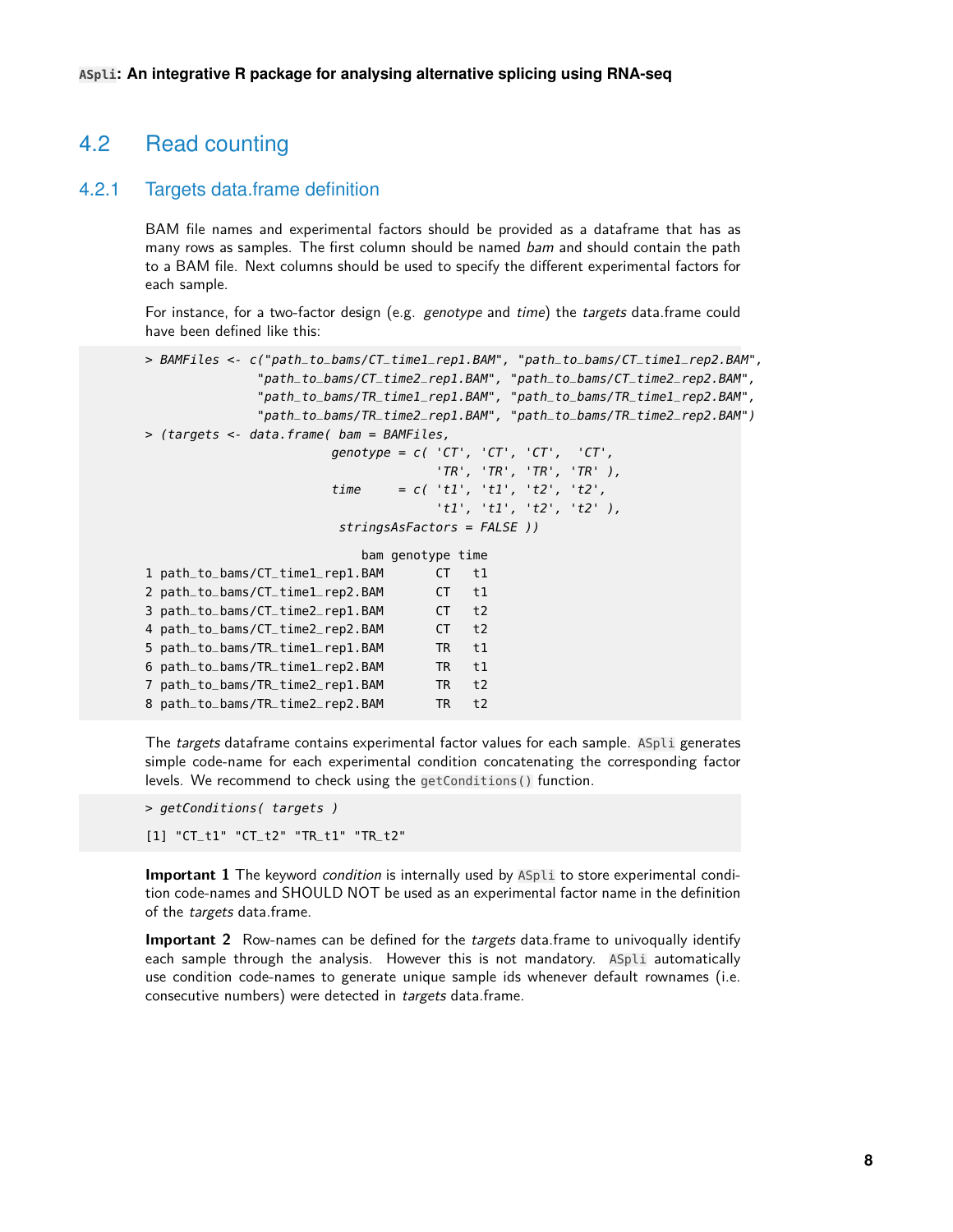## 4.2 Read counting

### 4.2.1 Targets data.frame definition

BAM file names and experimental factors should be provided as a dataframe that has as many rows as samples. The first column should be named *bam* and should contain the path to a BAM file. Next columns should be used to specify the different experimental factors for each sample.

For instance, for a two-factor design (e.g. *genotype* and *time*) the *targets* data.frame could have been defined like this:

```
> BAMFiles <- c("path_to_bams/CT_time1_rep1.BAM", "path_to_bams/CT_time1_rep2.BAM",
               "path_to_bams/CT_time2_rep1.BAM", "path_to_bams/CT_time2_rep2.BAM",
               "path_to_bams/TR_time1_rep1.BAM", "path_to_bams/TR_time1_rep2.BAM",
               "path_to_bams/TR_time2_rep1.BAM", "path_to_bams/TR_time2_rep2.BAM")
> (targets <- data.frame( bam = BAMFiles,
                         genotype = c( 'CT', 'CT', 'CT',  'CT',
                                       'TR', 'TR', 'TR', 'TR' ),
                         time     = c( 't1', 't1', 't2', 't2',
                                       't1', 't1', 't2', 't2' ),
                          stringsAsFactors = FALSE ))

                              bam genotype time
1 path_to_bams/CT_time1_rep1.BAM       CT   t1
2 path_to_bams/CT_time1_rep2.BAM       CT   t1
3 path_to_bams/CT_time2_rep1.BAM       CT   t2
4 path_to_bams/CT_time2_rep2.BAM       CT   t2
5 path_to_bams/TR_time1_rep1.BAM       TR   t1
6 path_to_bams/TR_time1_rep2.BAM       TR   t1
7 path_to_bams/TR_time2_rep1.BAM       TR   t2
8 path_to_bams/TR_time2_rep2.BAM       TR   t2
```

The *targets* dataframe contains experimental factor values for each sample. `ASpli` generates simple code-name for each experimental condition concatenating the corresponding factor levels. We recommend to check using the `getConditions()` function.

```
> getConditions( targets )

[1] "CT_t1" "CT_t2" "TR_t1" "TR_t2"
```

**Important 1** The keyword *condition* is internally used by `ASpli` to store experimental condition code-names and SHOULD NOT be used as an experimental factor name in the definition of the *targets* data.frame.

**Important 2** Row-names can be defined for the *targets* data.frame to univoqually identify each sample through the analysis. However this is not mandatory. `ASpli` automatically use condition code-names to generate unique sample ids whenever default rownames (i.e. consecutive numbers) were detected in *targets* data.frame.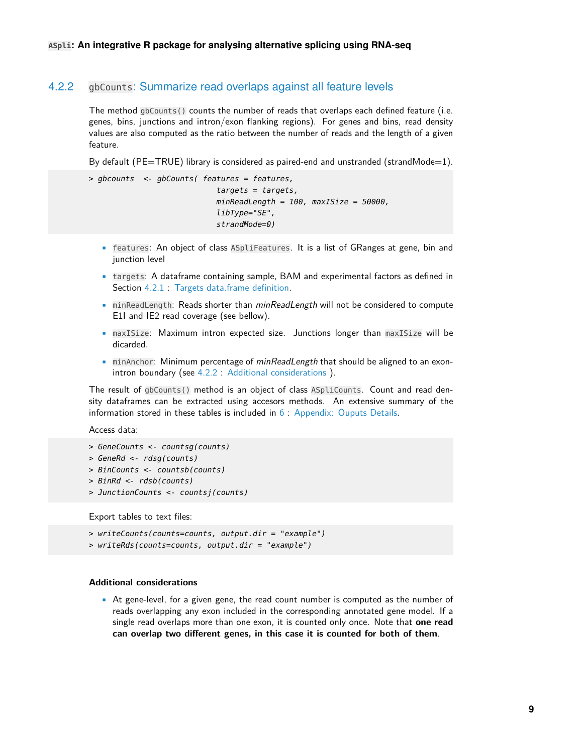### 4.2.2 gbCounts: Summarize read overlaps against all feature levels

The method gbCounts() counts the number of reads that overlaps each defined feature (i.e. genes, bins, junctions and intron/exon flanking regions). For genes and bins, read density values are also computed as the ratio between the number of reads and the length of a given feature.

By default (PE=TRUE) library is considered as paired-end and unstranded (strandMode=1).

```
> gbcounts  <- gbCounts( features = features,
                         targets = targets,
                         minReadLength = 100, maxISize = 50000,
                         libType="SE",
                         strandMode=0)
```

- features: An object of class ASpliFeatures. It is a list of GRanges at gene, bin and junction level
- targets: A dataframe containing sample, BAM and experimental factors as defined in Section 4.2.1 : Targets data.frame definition.
- minReadLength: Reads shorter than *minReadLength* will not be considered to compute E1I and IE2 read coverage (see bellow).
- maxISize: Maximum intron expected size. Junctions longer than maxISize will be dicarded.
- minAnchor: Minimum percentage of *minReadLength* that should be aligned to an exon-intron boundary (see 4.2.2 : Additional considerations ).

The result of gbCounts() method is an object of class ASpliCounts. Count and read density dataframes can be extracted using accesors methods. An extensive summary of the information stored in these tables is included in 6 : Appendix: Ouputs Details.

Access data:

```
> GeneCounts <- countsg(counts)
> GeneRd <- rdsg(counts)
> BinCounts <- countsb(counts)
> BinRd <- rdsb(counts)
> JunctionCounts <- countsj(counts)
```

Export tables to text files:

```
> writeCounts(counts=counts, output.dir = "example")
> writeRds(counts=counts, output.dir = "example")
```

#### Additional considerations

- At gene-level, for a given gene, the read count number is computed as the number of reads overlapping any exon included in the corresponding annotated gene model. If a single read overlaps more than one exon, it is counted only once. Note that **one read can overlap two different genes, in this case it is counted for both of them**.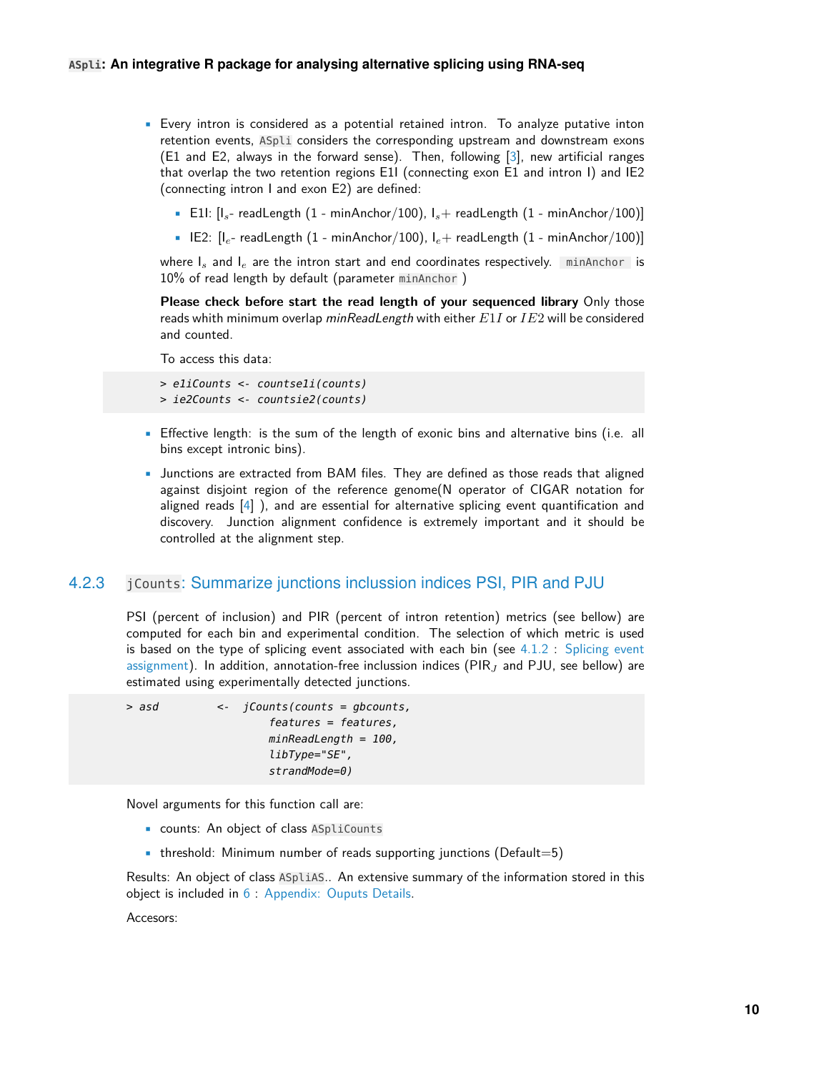- Every intron is considered as a potential retained intron. To analyze putative inton retention events, ASpli considers the corresponding upstream and downstream exons (E1 and E2, always in the forward sense). Then, following [3], new artificial ranges that overlap the two retention regions E1I (connecting exon E1 and intron I) and IE2 (connecting intron I and exon E2) are defined:

  - E1I: [$I_s$- readLength (1 - minAnchor/100), $I_s$+ readLength (1 - minAnchor/100)]
  - IE2: [$I_e$- readLength (1 - minAnchor/100), $I_e$+ readLength (1 - minAnchor/100)]

  where $I_s$ and $I_e$ are the intron start and end coordinates respectively. `minAnchor` is 10% of read length by default (parameter `minAnchor` )

  **Please check before start the read length of your sequenced library** Only those reads whith minimum overlap *minReadLength* with either $E1I$ or $IE2$ will be considered and counted.

  To access this data:

```
> e1iCounts <- countse1i(counts)
> ie2Counts <- countsie2(counts)
```

- Effective length: is the sum of the length of exonic bins and alternative bins (i.e. all bins except intronic bins).
- Junctions are extracted from BAM files. They are defined as those reads that aligned against disjoint region of the reference genome(N operator of CIGAR notation for aligned reads [4] ), and are essential for alternative splicing event quantification and discovery. Junction alignment confidence is extremely important and it should be controlled at the alignment step.

### 4.2.3 `jCounts`: Summarize junctions inclussion indices PSI, PIR and PJU

PSI (percent of inclusion) and PIR (percent of intron retention) metrics (see bellow) are computed for each bin and experimental condition. The selection of which metric is used is based on the type of splicing event associated with each bin (see 4.1.2 : Splicing event assignment). In addition, annotation-free inclusion indices ($PIR_J$ and PJU, see bellow) are estimated using experimentally detected junctions.

```
> asd        <-  jCounts(counts = gbcounts,
                    features = features,
                    minReadLength = 100,
                    libType="SE",
                    strandMode=0)
```

Novel arguments for this function call are:

- counts: An object of class `ASpliCounts`
- threshold: Minimum number of reads supporting junctions (Default=5)

Results: An object of class `ASpliAS`.. An extensive summary of the information stored in this object is included in 6 : Appendix: Ouputs Details.

Accesors: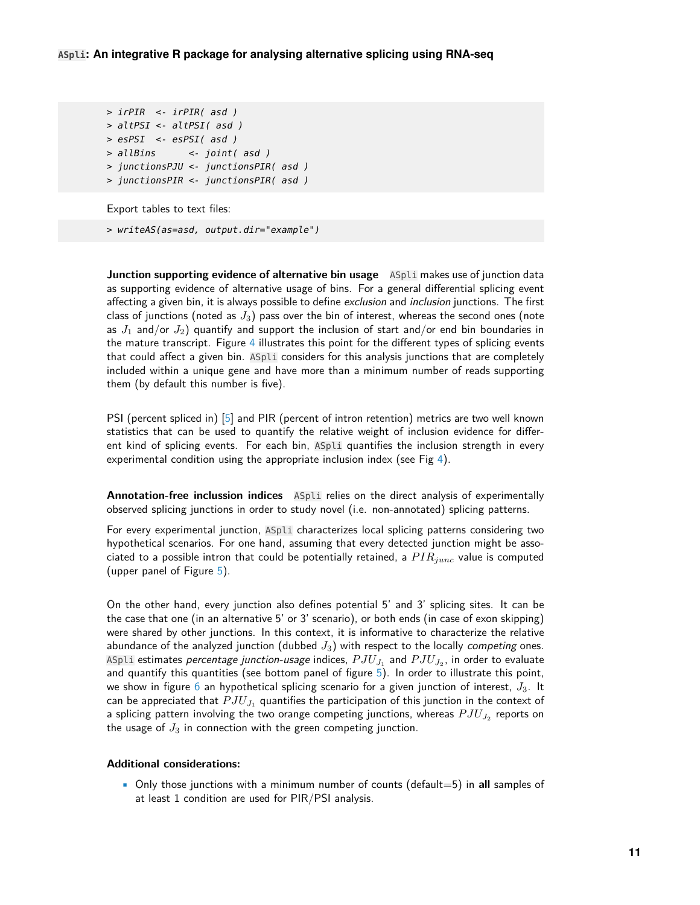```
> irPIR  <- irPIR( asd )
> altPSI <- altPSI( asd )
> esPSI  <- esPSI( asd )
> allBins      <- joint( asd )
> junctionsPJU <- junctionsPIR( asd )
> junctionsPIR <- junctionsPIR( asd )
```

Export tables to text files:

```
> writeAS(as=asd, output.dir="example")
```

**Junction supporting evidence of alternative bin usage** ASpli makes use of junction data as supporting evidence of alternative usage of bins. For a general differential splicing event affecting a given bin, it is always possible to define *exclusion* and *inclusion* junctions. The first class of junctions (noted as $J_3$) pass over the bin of interest, whereas the second ones (note as $J_1$ and/or $J_2$) quantify and support the inclusion of start and/or end bin boundaries in the mature transcript. Figure 4 illustrates this point for the different types of splicing events that could affect a given bin. ASpli considers for this analysis junctions that are completely included within a unique gene and have more than a minimum number of reads supporting them (by default this number is five).

PSI (percent spliced in) [5] and PIR (percent of intron retention) metrics are two well known statistics that can be used to quantify the relative weight of inclusion evidence for different kind of splicing events. For each bin, ASpli quantifies the inclusion strength in every experimental condition using the appropriate inclusion index (see Fig 4).

**Annotation-free inclussion indices** ASpli relies on the direct analysis of experimentally observed splicing junctions in order to study novel (i.e. non-annotated) splicing patterns.

For every experimental junction, ASpli characterizes local splicing patterns considering two hypothetical scenarios. For one hand, assuming that every detected junction might be associated to a possible intron that could be potentially retained, a $PIR_{junc}$ value is computed (upper panel of Figure 5).

On the other hand, every junction also defines potential 5' and 3' splicing sites. It can be the case that one (in an alternative 5' or 3' scenario), or both ends (in case of exon skipping) were shared by other junctions. In this context, it is informative to characterize the relative abundance of the analyzed junction (dubbed $J_3$) with respect to the locally *competing* ones. ASpli estimates *percentage junction-usage* indices, $PJU_{J_1}$ and $PJU_{J_2}$, in order to evaluate and quantify this quantities (see bottom panel of figure 5). In order to illustrate this point, we show in figure 6 an hypothetical splicing scenario for a given junction of interest, $J_3$. It can be appreciated that $PJU_{J_1}$ quantifies the participation of this junction in the context of a splicing pattern involving the two orange competing junctions, whereas $PJU_{J_2}$ reports on the usage of $J_3$ in connection with the green competing junction.

**Additional considerations:**

- Only those junctions with a minimum number of counts (default=5) in **all** samples of at least 1 condition are used for PIR/PSI analysis.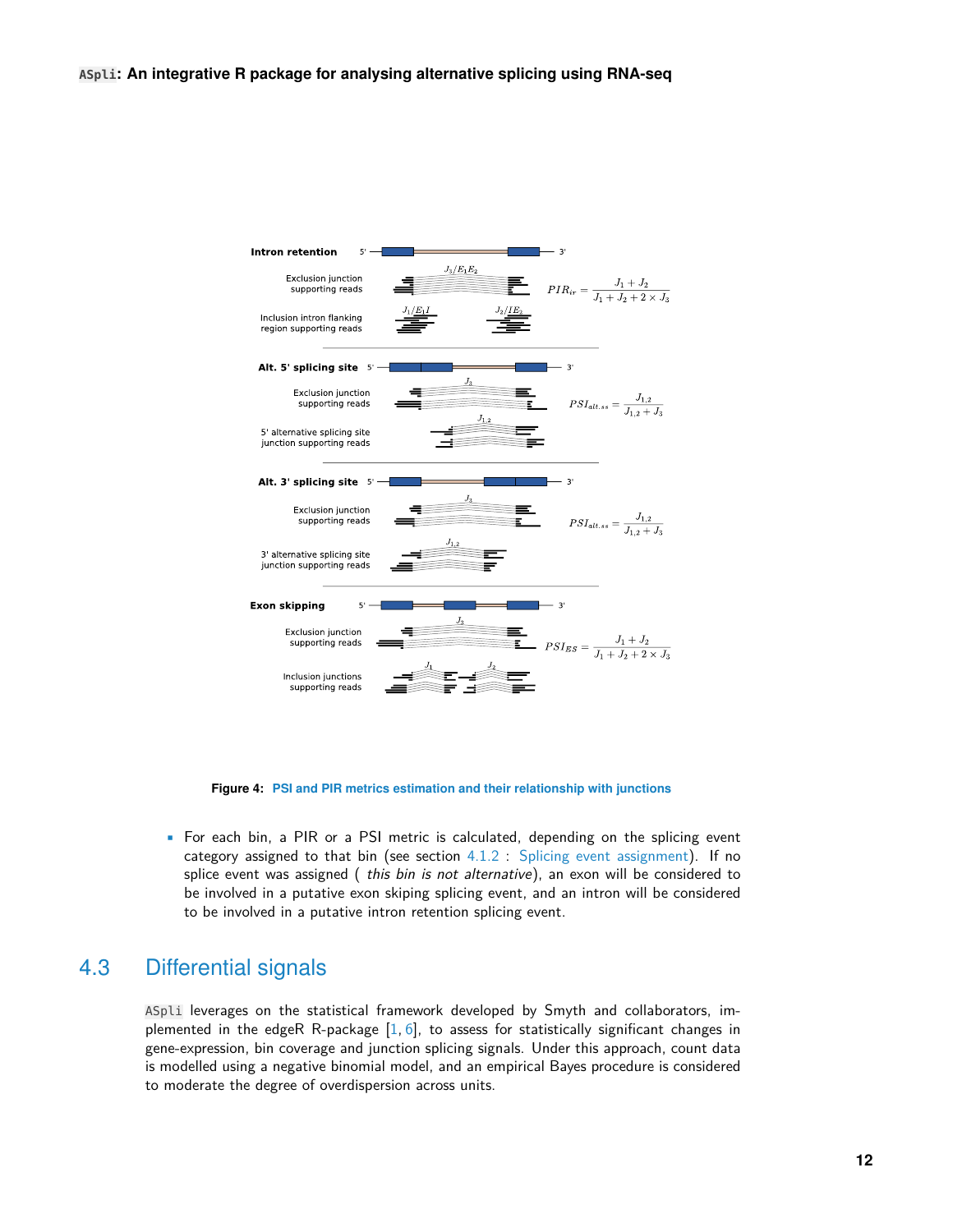Intron retention

Exclusion junction supporting reads — $J_3/E_1E_2$

Inclusion intron flanking region supporting reads — $J_1/E_1I$, $J_2/IE_2$

$$PIR_{ir} = \frac{J_1 + J_2}{J_1 + J_2 + 2 \times J_3}$$

Alt. 5' splicing site

Exclusion junction supporting reads — $J_3$

5' alternative splicing site junction supporting reads — $J_{1,2}$

$$PSI_{alt.ss} = \frac{J_{1,2}}{J_{1,2} + J_3}$$

Alt. 3' splicing site

Exclusion junction supporting reads — $J_3$

3' alternative splicing site junction supporting reads — $J_{1,2}$

$$PSI_{alt.ss} = \frac{J_{1,2}}{J_{1,2} + J_3}$$

Exon skipping

Exclusion junction supporting reads — $J_3$

Inclusion junctions supporting reads — $J_1$, $J_2$

$$PSI_{ES} = \frac{J_1 + J_2}{J_1 + J_2 + 2 \times J_3}$$

**Figure 4: PSI and PIR metrics estimation and their relationship with junctions**

- For each bin, a PIR or a PSI metric is calculated, depending on the splicing event category assigned to that bin (see section 4.1.2 : Splicing event assignment). If no splice event was assigned ( *this bin is not alternative*), an exon will be considered to be involved in a putative exon skiping splicing event, and an intron will be considered to be involved in a putative intron retention splicing event.

## 4.3 Differential signals

`ASpli` leverages on the statistical framework developed by Smyth and collaborators, implemented in the edgeR R-package [1, 6], to assess for statistically significant changes in gene-expression, bin coverage and junction splicing signals. Under this approach, count data is modelled using a negative binomial model, and an empirical Bayes procedure is considered to moderate the degree of overdispersion across units.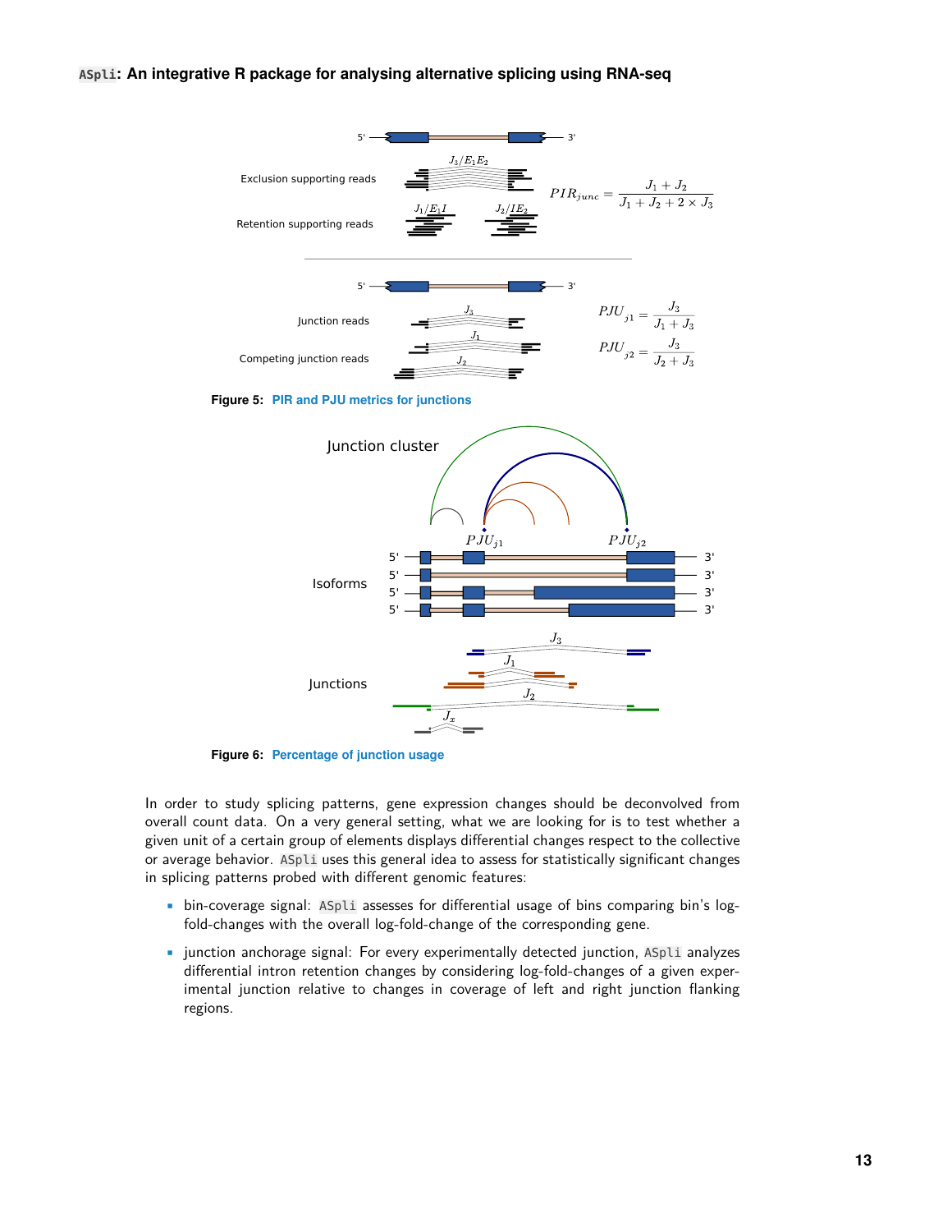$$PIR_{junc} = \frac{J_1 + J_2}{J_1 + J_2 + 2 \times J_3}$$

$$PJU_{j1} = \frac{J_3}{J_1 + J_3}$$

$$PJU_{j2} = \frac{J_3}{J_2 + J_3}$$

**Figure 5:** PIR and PJU metrics for junctions

**Figure 6:** Percentage of junction usage

In order to study splicing patterns, gene expression changes should be deconvolved from overall count data. On a very general setting, what we are looking for is to test whether a given unit of a certain group of elements displays differential changes respect to the collective or average behavior. `ASpli` uses this general idea to assess for statistically significant changes in splicing patterns probed with different genomic features:

- bin-coverage signal: `ASpli` assesses for differential usage of bins comparing bin's log-fold-changes with the overall log-fold-change of the corresponding gene.
- junction anchorage signal: For every experimentally detected junction, `ASpli` analyzes differential intron retention changes by considering log-fold-changes of a given experimental junction relative to changes in coverage of left and right junction flanking regions.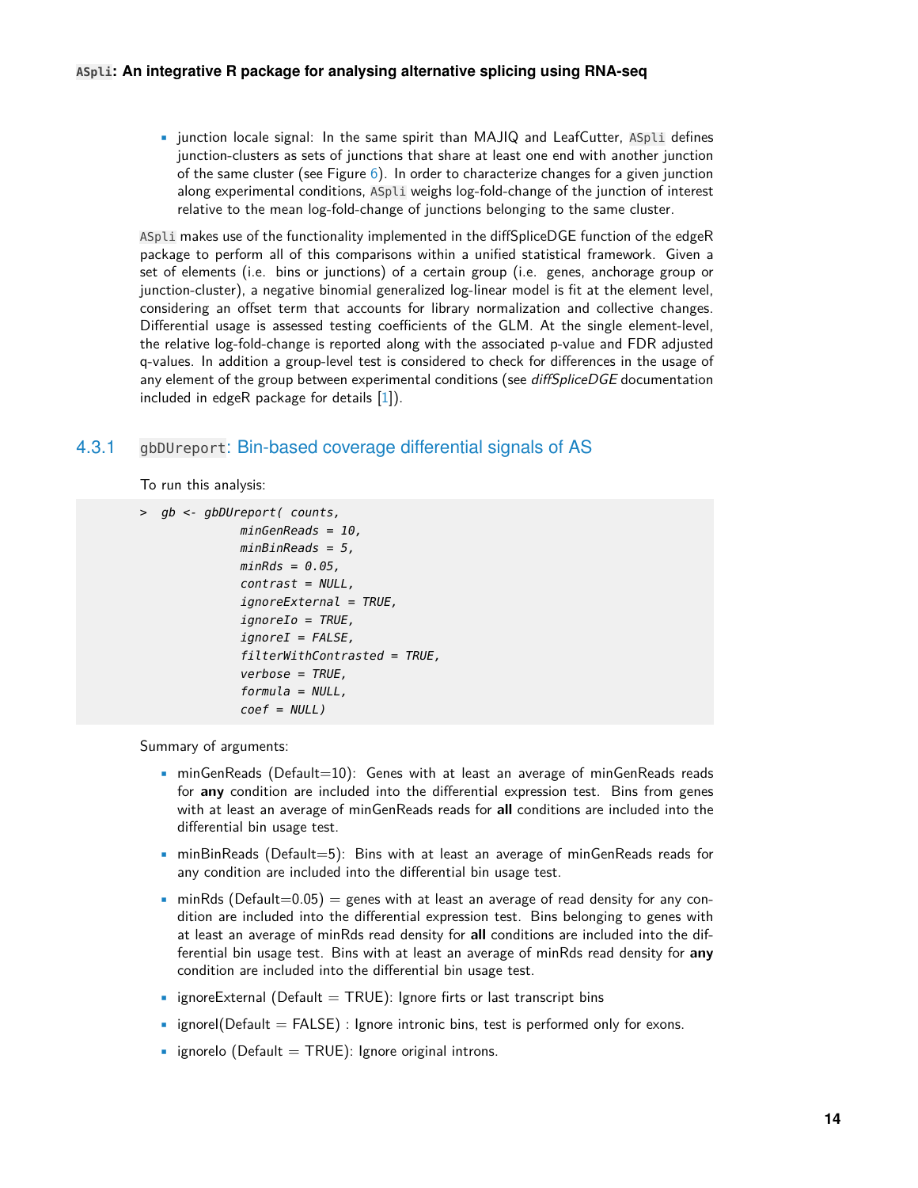- junction locale signal: In the same spirit than MAJIQ and LeafCutter, `ASpli` defines junction-clusters as sets of junctions that share at least one end with another junction of the same cluster (see Figure 6). In order to characterize changes for a given junction along experimental conditions, `ASpli` weighs log-fold-change of the junction of interest relative to the mean log-fold-change of junctions belonging to the same cluster.

`ASpli` makes use of the functionality implemented in the diffSpliceDGE function of the edgeR package to perform all of this comparisons within a unified statistical framework. Given a set of elements (i.e. bins or junctions) of a certain group (i.e. genes, anchorage group or junction-cluster), a negative binomial generalized log-linear model is fit at the element level, considering an offset term that accounts for library normalization and collective changes. Differential usage is assessed testing coefficients of the GLM. At the single element-level, the relative log-fold-change is reported along with the associated p-value and FDR adjusted q-values. In addition a group-level test is considered to check for differences in the usage of any element of the group between experimental conditions (see *diffSpliceDGE* documentation included in edgeR package for details [1]).

### 4.3.1 `gbDUreport`: Bin-based coverage differential signals of AS

To run this analysis:

```
> gb <- gbDUreport( counts,
              minGenReads = 10,
              minBinReads = 5,
              minRds = 0.05,
              contrast = NULL,
              ignoreExternal = TRUE,
              ignoreIo = TRUE,
              ignoreI = FALSE,
              filterWithContrasted = TRUE,
              verbose = TRUE,
              formula = NULL,
              coef = NULL)
```

Summary of arguments:

- minGenReads (Default=10): Genes with at least an average of minGenReads reads for **any** condition are included into the differential expression test. Bins from genes with at least an average of minGenReads reads for **all** conditions are included into the differential bin usage test.
- minBinReads (Default=5): Bins with at least an average of minGenReads reads for any condition are included into the differential bin usage test.
- minRds (Default=0.05) = genes with at least an average of read density for any condition are included into the differential expression test. Bins belonging to genes with at least an average of minRds read density for **all** conditions are included into the differential bin usage test. Bins with at least an average of minRds read density for **any** condition are included into the differential bin usage test.
- ignoreExternal (Default = TRUE): Ignore firts or last transcript bins
- ignoreI(Default = FALSE) : Ignore intronic bins, test is performed only for exons.
- ignoreIo (Default = TRUE): Ignore original introns.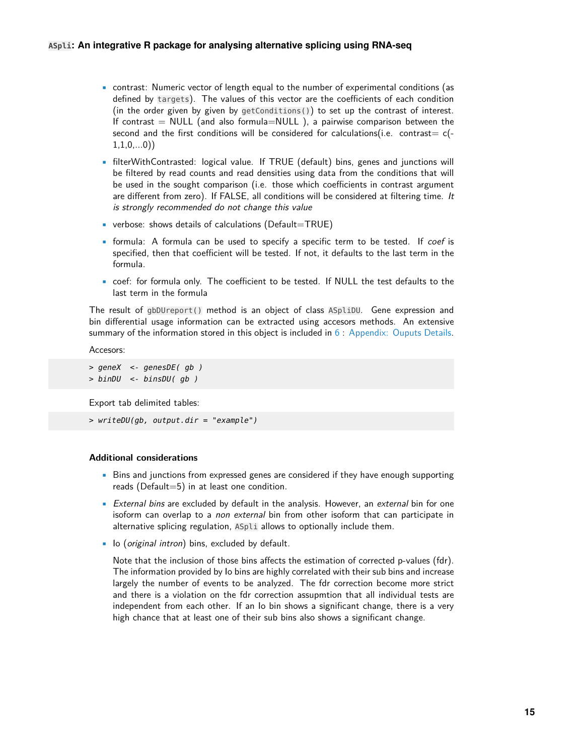- contrast: Numeric vector of length equal to the number of experimental conditions (as defined by `targets`). The values of this vector are the coefficients of each condition (in the order given by given by `getConditions()`) to set up the contrast of interest. If contrast = NULL (and also formula=NULL ), a pairwise comparison between the second and the first conditions will be considered for calculations(i.e. contrast= c(-1,1,0,...0))
- filterWithContrasted: logical value. If TRUE (default) bins, genes and junctions will be filtered by read counts and read densities using data from the conditions that will be used in the sought comparison (i.e. those which coefficients in contrast argument are different from zero). If FALSE, all conditions will be considered at filtering time. *It is strongly recommended do not change this value*
- verbose: shows details of calculations (Default=TRUE)
- formula: A formula can be used to specify a specific term to be tested. If *coef* is specified, then that coefficient will be tested. If not, it defaults to the last term in the formula.
- coef: for formula only. The coefficient to be tested. If NULL the test defaults to the last term in the formula

The result of `gbDUreport()` method is an object of class `ASpliDU`. Gene expression and bin differential usage information can be extracted using accesors methods. An extensive summary of the information stored in this object is included in 6 : Appendix: Ouputs Details.

Accesors:

```
> geneX  <- genesDE( gb )
> binDU  <- binsDU( gb )
```

Export tab delimited tables:

```
> writeDU(gb, output.dir = "example")
```

#### Additional considerations

- Bins and junctions from expressed genes are considered if they have enough supporting reads (Default=5) in at least one condition.
- *External bins* are excluded by default in the analysis. However, an *external* bin for one isoform can overlap to a *non external* bin from other isoform that can participate in alternative splicing regulation, `ASpli` allows to optionally include them.
- Io (*original intron*) bins, excluded by default.

  Note that the inclusion of those bins affects the estimation of corrected p-values (fdr). The information provided by Io bins are highly correlated with their sub bins and increase largely the number of events to be analyzed. The fdr correction become more strict and there is a violation on the fdr correction assupmtion that all individual tests are independent from each other. If an Io bin shows a significant change, there is a very high chance that at least one of their sub bins also shows a significant change.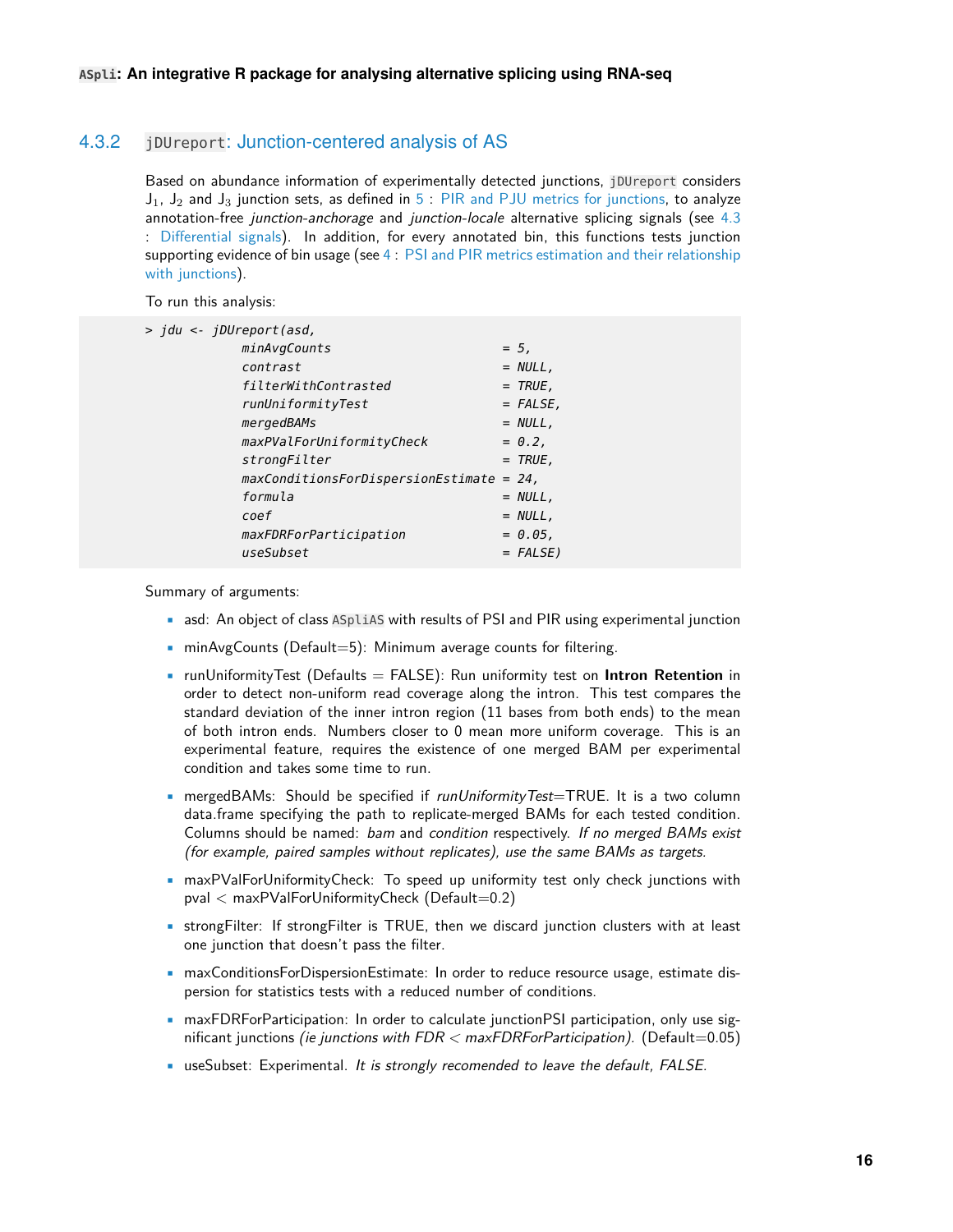### 4.3.2 jDUreport: Junction-centered analysis of AS

Based on abundance information of experimentally detected junctions, jDUreport considers $J_1$, $J_2$ and $J_3$ junction sets, as defined in 5 : PIR and PJU metrics for junctions, to analyze annotation-free *junction-anchorage* and *junction-locale* alternative splicing signals (see 4.3 : Differential signals). In addition, for every annotated bin, this functions tests junction supporting evidence of bin usage (see 4 : PSI and PIR metrics estimation and their relationship with junctions).

To run this analysis:

```
> jdu <- jDUreport(asd,
             minAvgCounts                      = 5,
             contrast                          = NULL,
             filterWithContrasted              = TRUE,
             runUniformityTest                 = FALSE,
             mergedBAMs                        = NULL,
             maxPValForUniformityCheck         = 0.2,
             strongFilter                      = TRUE,
             maxConditionsForDispersionEstimate = 24,
             formula                           = NULL,
             coef                              = NULL,
             maxFDRForParticipation            = 0.05,
             useSubset                         = FALSE)
```

Summary of arguments:

- asd: An object of class ASpliAS with results of PSI and PIR using experimental junction
- minAvgCounts (Default=5): Minimum average counts for filtering.
- runUniformityTest (Defaults = FALSE): Run uniformity test on **Intron Retention** in order to detect non-uniform read coverage along the intron. This test compares the standard deviation of the inner intron region (11 bases from both ends) to the mean of both intron ends. Numbers closer to 0 mean more uniform coverage. This is an experimental feature, requires the existence of one merged BAM per experimental condition and takes some time to run.
- mergedBAMs: Should be specified if *runUniformityTest*=TRUE. It is a two column data.frame specifying the path to replicate-merged BAMs for each tested condition. Columns should be named: *bam* and *condition* respectively. *If no merged BAMs exist (for example, paired samples without replicates), use the same BAMs as targets.*
- maxPValForUniformityCheck: To speed up uniformity test only check junctions with pval < maxPValForUniformityCheck (Default=0.2)
- strongFilter: If strongFilter is TRUE, then we discard junction clusters with at least one junction that doesn't pass the filter.
- maxConditionsForDispersionEstimate: In order to reduce resource usage, estimate dispersion for statistics tests with a reduced number of conditions.
- maxFDRForParticipation: In order to calculate junctionPSI participation, only use significant junctions *(ie junctions with FDR < maxFDRForParticipation)*. (Default=0.05)
- useSubset: Experimental. *It is strongly recomended to leave the default, FALSE.*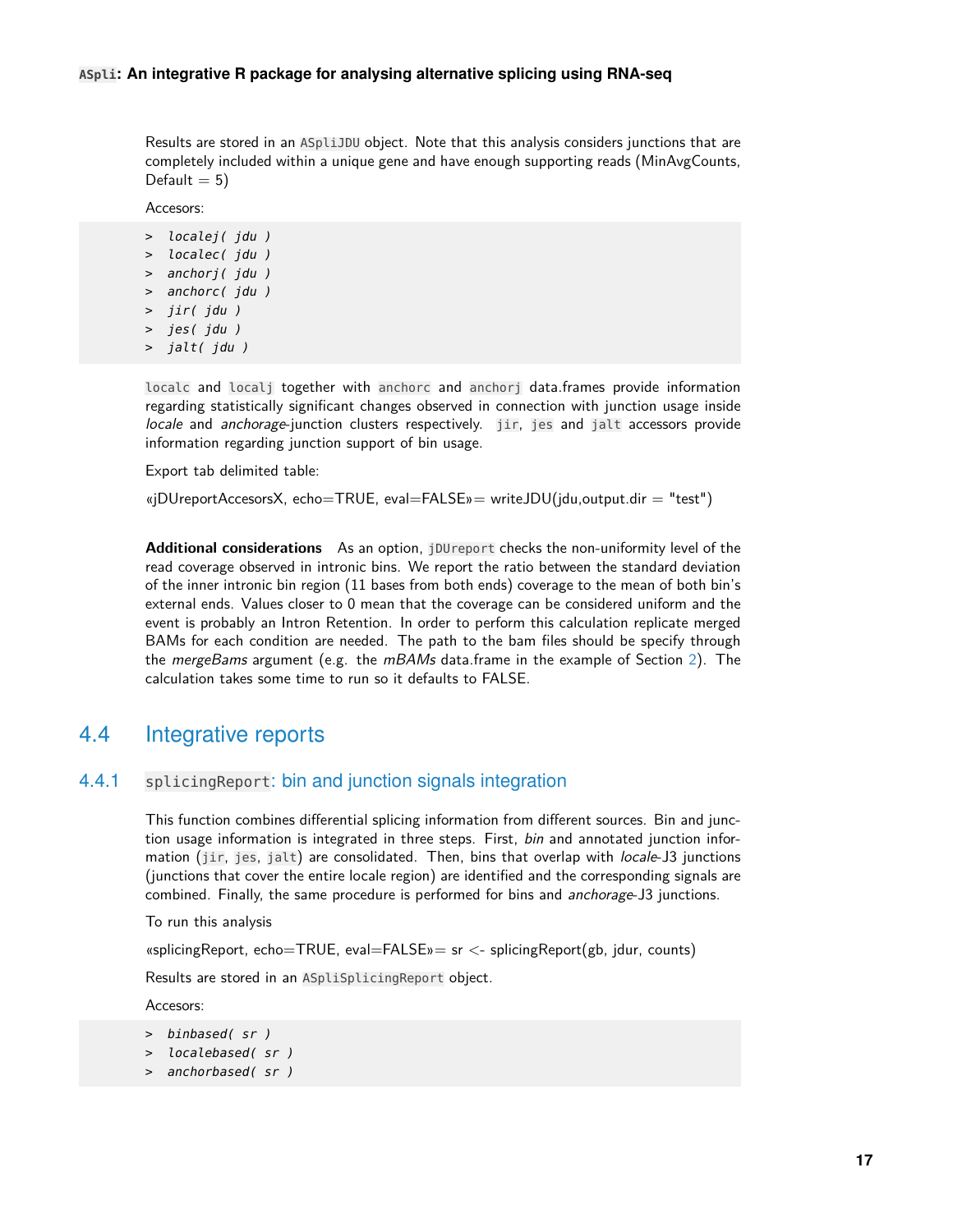Results are stored in an `ASpliJDU` object. Note that this analysis considers junctions that are completely included within a unique gene and have enough supporting reads (MinAvgCounts, Default = 5)

Accesors:

```
> localej( jdu )
> localec( jdu )
> anchorj( jdu )
> anchorc( jdu )
> jir( jdu )
> jes( jdu )
> jalt( jdu )
```

`localc` and `localj` together with `anchorc` and `anchorj` data.frames provide information regarding statistically significant changes observed in connection with junction usage inside *locale* and *anchorage*-junction clusters respectively. `jir`, `jes` and `jalt` accessors provide information regarding junction support of bin usage.

Export tab delimited table:

«jDUreportAccesorsX, echo=TRUE, eval=FALSE»= writeJDU(jdu,output.dir = "test")

**Additional considerations** As an option, `jDUreport` checks the non-uniformity level of the read coverage observed in intronic bins. We report the ratio between the standard deviation of the inner intronic bin region (11 bases from both ends) coverage to the mean of both bin's external ends. Values closer to 0 mean that the coverage can be considered uniform and the event is probably an Intron Retention. In order to perform this calculation replicate merged BAMs for each condition are needed. The path to the bam files should be specify through the *mergeBams* argument (e.g. the *mBAMs* data.frame in the example of Section 2). The calculation takes some time to run so it defaults to FALSE.

## 4.4 Integrative reports

### 4.4.1 `splicingReport`: bin and junction signals integration

This function combines differential splicing information from different sources. Bin and junction usage information is integrated in three steps. First, *bin* and annotated junction information (`jir`, `jes`, `jalt`) are consolidated. Then, bins that overlap with *locale*-J3 junctions (junctions that cover the entire locale region) are identified and the corresponding signals are combined. Finally, the same procedure is performed for bins and *anchorage*-J3 junctions.

To run this analysis

«splicingReport, echo=TRUE, eval=FALSE»= sr <- splicingReport(gb, jdur, counts)

Results are stored in an `ASpliSplicingReport` object.

Accesors:

```
> binbased( sr )
> localebased( sr )
> anchorbased( sr )
```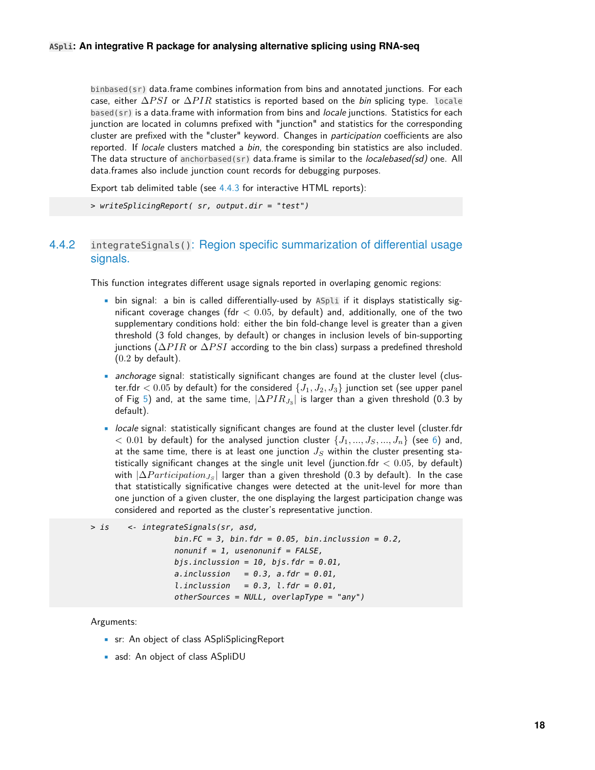`binbased(sr)` data.frame combines information from bins and annotated junctions. For each case, either $\Delta PSI$ or $\Delta PIR$ statistics is reported based on the *bin* splicing type. `localebased(sr)` is a data.frame with information from bins and *locale* junctions. Statistics for each junction are located in columns prefixed with "junction" and statistics for the corresponding cluster are prefixed with the "cluster" keyword. Changes in *participation* coefficients are also reported. If *locale* clusters matched a *bin*, the coresponding bin statistics are also included. The data structure of `anchorbased(sr)` data.frame is similar to the *localebased(sd)* one. All data.frames also include junction count records for debugging purposes.

Export tab delimited table (see 4.4.3 for interactive HTML reports):

```
> writeSplicingReport( sr, output.dir = "test")
```

### 4.4.2 `integrateSignals()`: Region specific summarization of differential usage signals.

This function integrates different usage signals reported in overlaping genomic regions:

- bin signal: a bin is called differentially-used by `ASpli` if it displays statistically significant coverage changes (fdr $< 0.05$, by default) and, additionally, one of the two supplementary conditions hold: either the bin fold-change level is greater than a given threshold (3 fold changes, by default) or changes in inclusion levels of bin-supporting junctions ($\Delta PIR$ or $\Delta PSI$ according to the bin class) surpass a predefined threshold ($0.2$ by default).
- *anchorage* signal: statistically significant changes are found at the cluster level (cluster.fdr $< 0.05$ by default) for the considered $\{J_1, J_2, J_3\}$ junction set (see upper panel of Fig 5) and, at the same time, $|\Delta PIR_{J_3}|$ is larger than a given threshold (0.3 by default).
- *locale* signal: statistically significant changes are found at the cluster level (cluster.fdr $< 0.01$ by default) for the analysed junction cluster $\{J_1, ..., J_S, ..., J_n\}$ (see 6) and, at the same time, there is at least one junction $J_S$ within the cluster presenting statistically significant changes at the single unit level (junction.fdr $< 0.05$, by default) with $|\Delta Participation_{J_S}|$ larger than a given threshold (0.3 by default). In the case that statistically significative changes were detected at the unit-level for more than one junction of a given cluster, the one displaying the largest participation change was considered and reported as the cluster's representative junction.

```
> is    <- integrateSignals(sr, asd,
                  bin.FC = 3, bin.fdr = 0.05, bin.inclussion = 0.2,
                  nonunif = 1, usenonunif = FALSE,
                  bjs.inclussion = 10, bjs.fdr = 0.01,
                  a.inclussion   = 0.3, a.fdr = 0.01,
                  l.inclussion   = 0.3, l.fdr = 0.01,
                  otherSources = NULL, overlapType = "any")
```

Arguments:

- sr: An object of class ASpliSplicingReport
- asd: An object of class ASpliDU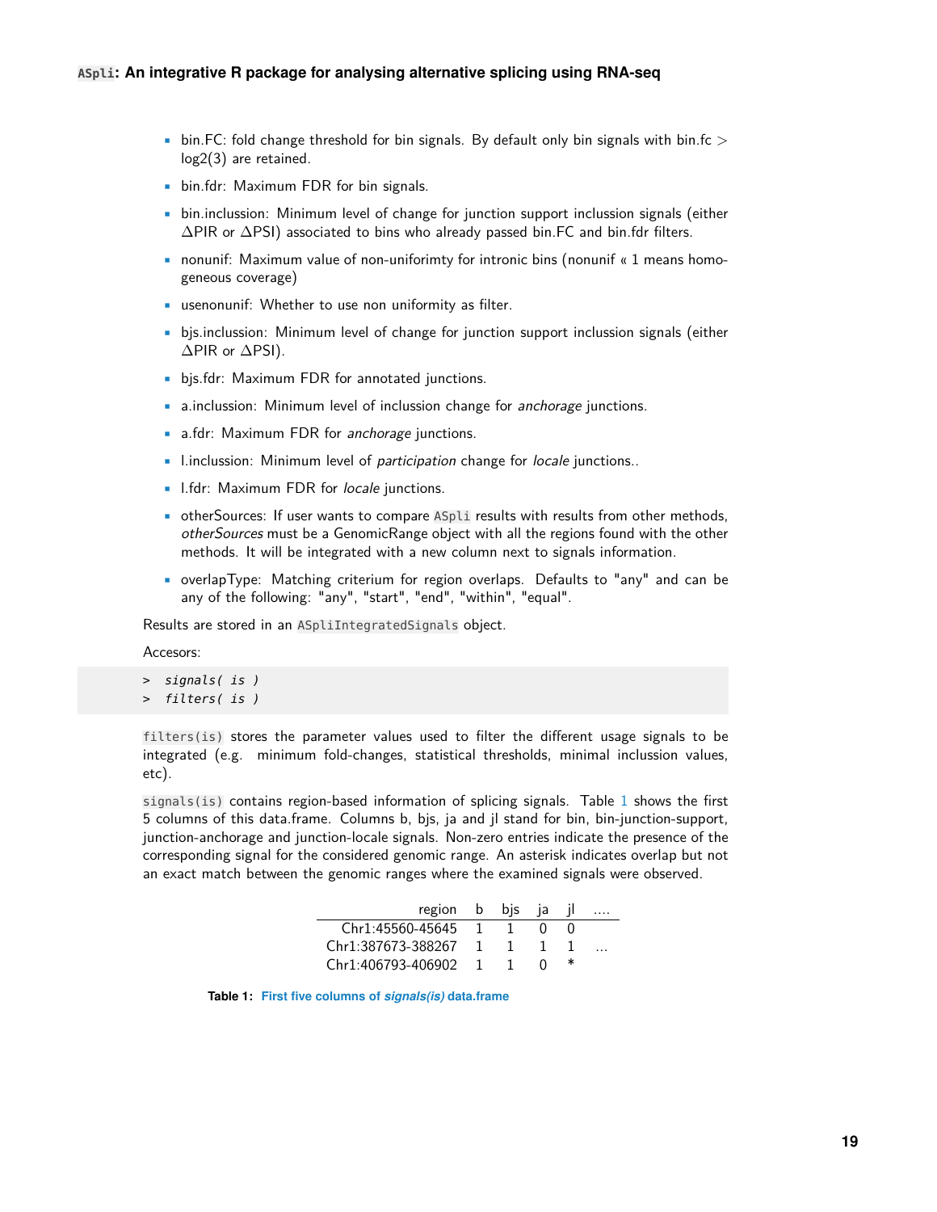- bin.FC: fold change threshold for bin signals. By default only bin signals with bin.fc > log2(3) are retained.
- bin.fdr: Maximum FDR for bin signals.
- bin.inclussion: Minimum level of change for junction support inclussion signals (either $\Delta$PIR or $\Delta$PSI) associated to bins who already passed bin.FC and bin.fdr filters.
- nonunif: Maximum value of non-uniformity for intronic bins (nonunif « 1 means homogeneous coverage)
- usenonunif: Whether to use non uniformity as filter.
- bjs.inclussion: Minimum level of change for junction support inclussion signals (either $\Delta$PIR or $\Delta$PSI).
- bjs.fdr: Maximum FDR for annotated junctions.
- a.inclussion: Minimum level of inclussion change for *anchorage* junctions.
- a.fdr: Maximum FDR for *anchorage* junctions.
- l.inclussion: Minimum level of *participation* change for *locale* junctions..
- l.fdr: Maximum FDR for *locale* junctions.
- otherSources: If user wants to compare ASpli results with results from other methods, *otherSources* must be a GenomicRange object with all the regions found with the other methods. It will be integrated with a new column next to signals information.
- overlapType: Matching criterium for region overlaps. Defaults to "any" and can be any of the following: "any", "start", "end", "within", "equal".

Results are stored in an ASpliIntegratedSignals object.

Accesors:

```
> signals( is )
> filters( is )
```

filters(is) stores the parameter values used to filter the different usage signals to be integrated (e.g. minimum fold-changes, statistical thresholds, minimal inclussion values, etc).

signals(is) contains region-based information of splicing signals. Table 1 shows the first 5 columns of this data.frame. Columns b, bjs, ja and jl stand for bin, bin-junction-support, junction-anchorage and junction-locale signals. Non-zero entries indicate the presence of the corresponding signal for the considered genomic range. An asterisk indicates overlap but not an exact match between the genomic ranges where the examined signals were observed.

| region | b | bjs | ja | jl | .... |
|---|---|---|---|---|---|
| Chr1:45560-45645 | 1 | 1 | 0 | 0 | |
| Chr1:387673-388267 | 1 | 1 | 1 | 1 | ... |
| Chr1:406793-406902 | 1 | 1 | 0 | * | |

**Table 1: First five columns of *signals(is)* data.frame**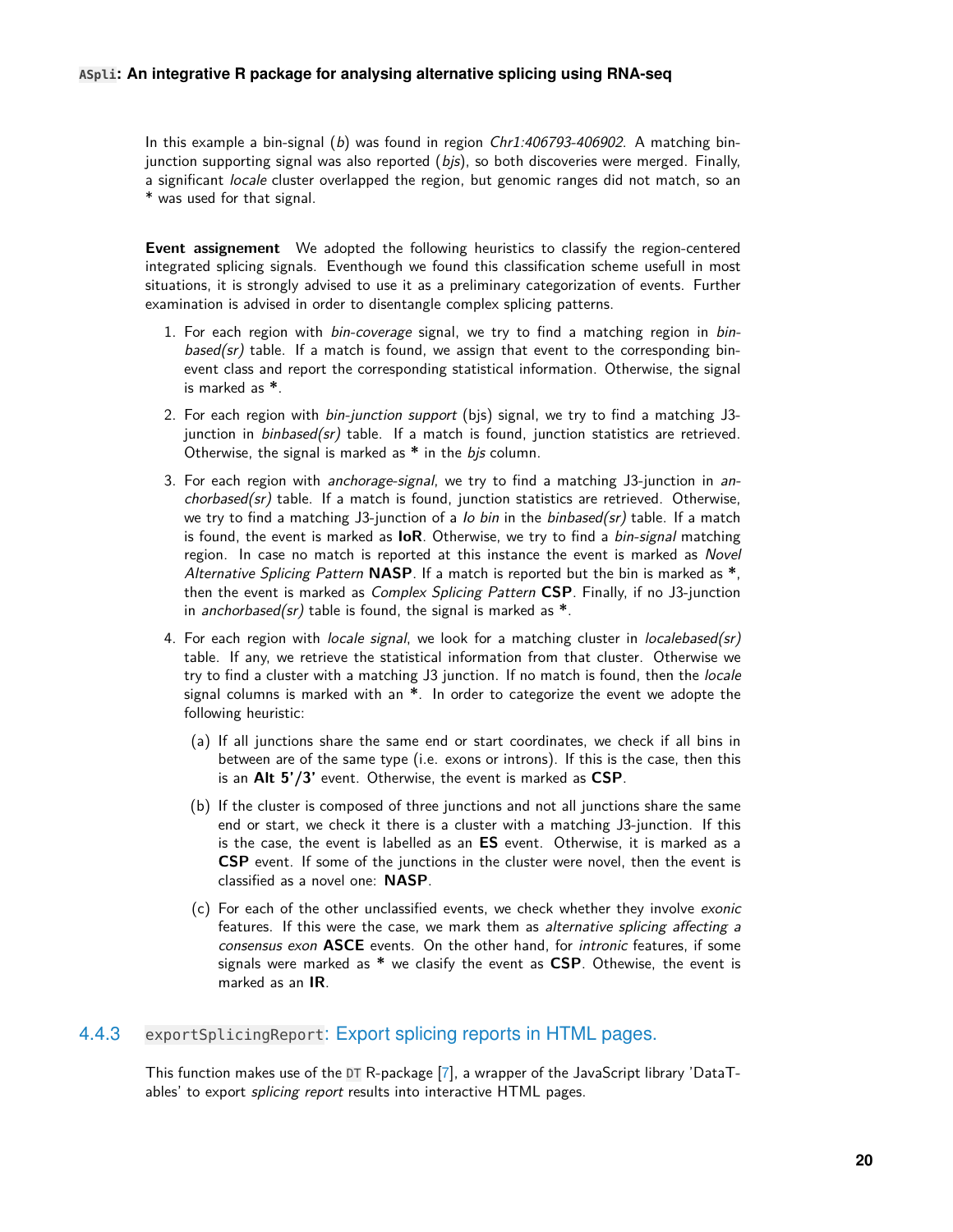In this example a bin-signal (*b*) was found in region *Chr1:406793-406902*. A matching bin-junction supporting signal was also reported (*bjs*), so both discoveries were merged. Finally, a significant *locale* cluster overlapped the region, but genomic ranges did not match, so an * was used for that signal.

**Event assignement** We adopted the following heuristics to classify the region-centered integrated splicing signals. Eventhough we found this classification scheme usefull in most situations, it is strongly advised to use it as a preliminary categorization of events. Further examination is advised in order to disentangle complex splicing patterns.

1. For each region with *bin-coverage* signal, we try to find a matching region in *bin-based(sr)* table. If a match is found, we assign that event to the corresponding bin-event class and report the corresponding statistical information. Otherwise, the signal is marked as **\***.
2. For each region with *bin-junction support* (bjs) signal, we try to find a matching J3-junction in *binbased(sr)* table. If a match is found, junction statistics are retrieved. Otherwise, the signal is marked as **\*** in the *bjs* column.
3. For each region with *anchorage-signal*, we try to find a matching J3-junction in *anchorbased(sr)* table. If a match is found, junction statistics are retrieved. Otherwise, we try to find a matching J3-junction of a *Io bin* in the *binbased(sr)* table. If a match is found, the event is marked as **IoR**. Otherwise, we try to find a *bin-signal* matching region. In case no match is reported at this instance the event is marked as *Novel Alternative Splicing Pattern* **NASP**. If a match is reported but the bin is marked as **\***, then the event is marked as *Complex Splicing Pattern* **CSP**. Finally, if no J3-junction in *anchorbased(sr)* table is found, the signal is marked as **\***.
4. For each region with *locale signal*, we look for a matching cluster in *localebased(sr)* table. If any, we retrieve the statistical information from that cluster. Otherwise we try to find a cluster with a matching J3 junction. If no match is found, then the *locale* signal columns is marked with an **\***. In order to categorize the event we adopte the following heuristic:
   (a) If all junctions share the same end or start coordinates, we check if all bins in between are of the same type (i.e. exons or introns). If this is the case, then this is an **Alt 5'/3'** event. Otherwise, the event is marked as **CSP**.
   (b) If the cluster is composed of three junctions and not all junctions share the same end or start, we check it there is a cluster with a matching J3-junction. If this is the case, the event is labelled as an **ES** event. Otherwise, it is marked as a **CSP** event. If some of the junctions in the cluster were novel, then the event is classified as a novel one: **NASP**.
   (c) For each of the other unclassified events, we check whether they involve *exonic* features. If this were the case, we mark them as *alternative splicing affecting a consensus exon* **ASCE** events. On the other hand, for *intronic* features, if some signals were marked as **\*** we clasify the event as **CSP**. Othewise, the event is marked as an **IR**.

### 4.4.3 `exportSplicingReport`: Export splicing reports in HTML pages.

This function makes use of the `DT` R-package [7], a wrapper of the JavaScript library 'DataTables' to export *splicing report* results into interactive HTML pages.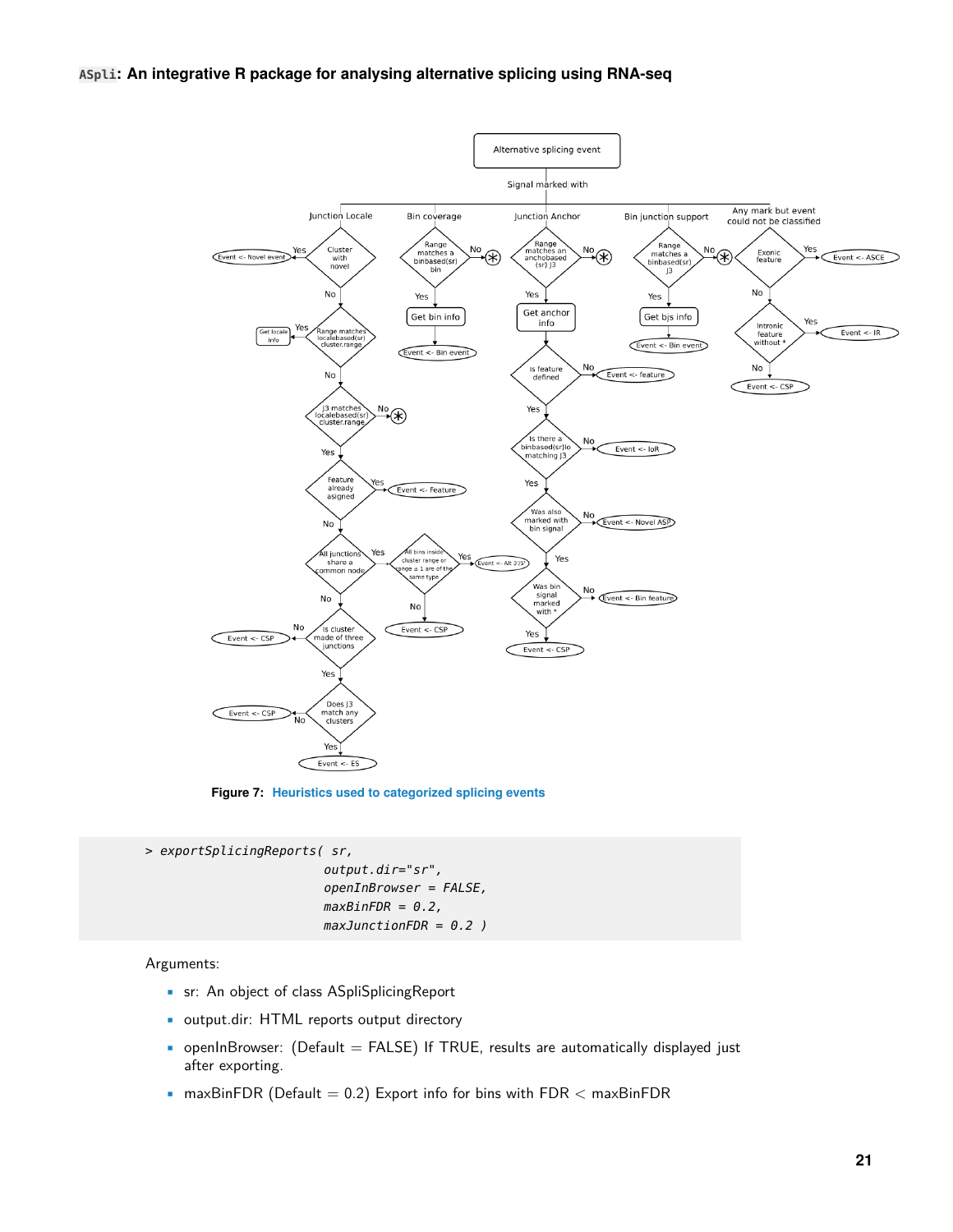Figure 7: Heuristics used to categorized splicing events

```
> exportSplicingReports( sr,
                         output.dir="sr",
                         openInBrowser = FALSE,
                         maxBinFDR = 0.2,
                         maxJunctionFDR = 0.2 )
```

Arguments:

- sr: An object of class ASpliSplicingReport
- output.dir: HTML reports output directory
- openInBrowser: (Default = FALSE) If TRUE, results are automatically displayed just after exporting.
- maxBinFDR (Default = 0.2) Export info for bins with FDR < maxBinFDR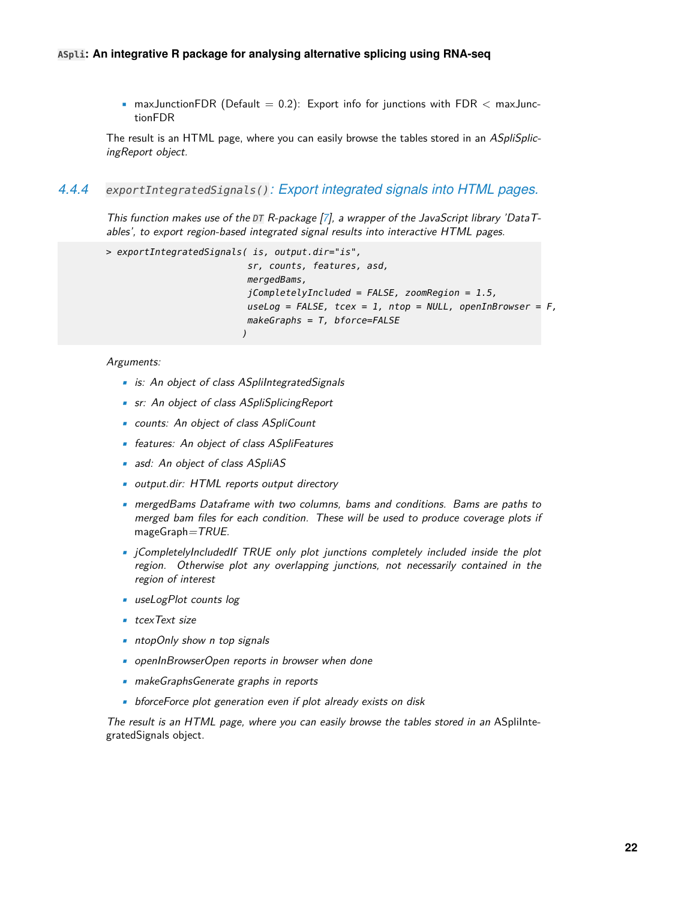- maxJunctionFDR (Default = 0.2): Export info for junctions with FDR < maxJunctionFDR

The result is an HTML page, where you can easily browse the tables stored in an *ASpliSplicingReport object*.

### 4.4.4 `exportIntegratedSignals()`: Export integrated signals into HTML pages.

*This function makes use of the* `DT` *R-package [7], a wrapper of the JavaScript library 'DataTables', to export region-based integrated signal results into interactive HTML pages.*

```
> exportIntegratedSignals( is, output.dir="is",
                           sr, counts, features, asd,
                           mergedBams,
                           jCompletelyIncluded = FALSE, zoomRegion = 1.5,
                           useLog = FALSE, tcex = 1, ntop = NULL, openInBrowser = F,
                           makeGraphs = T, bforce=FALSE
                          )
```

*Arguments:*

- *is: An object of class ASpliIntegratedSignals*
- *sr: An object of class ASpliSplicingReport*
- *counts: An object of class ASpliCount*
- *features: An object of class ASpliFeatures*
- *asd: An object of class ASpliAS*
- *output.dir: HTML reports output directory*
- *mergedBams Dataframe with two columns, bams and conditions. Bams are paths to merged bam files for each condition. These will be used to produce coverage plots if* mageGraph=*TRUE.*
- *jCompletelyIncludedIf TRUE only plot junctions completely included inside the plot region. Otherwise plot any overlapping junctions, not necessarily contained in the region of interest*
- *useLogPlot counts log*
- *tcexText size*
- *ntopOnly show n top signals*
- *openInBrowserOpen reports in browser when done*
- *makeGraphsGenerate graphs in reports*
- *bforceForce plot generation even if plot already exists on disk*

*The result is an HTML page, where you can easily browse the tables stored in an* ASpliIntegratedSignals object.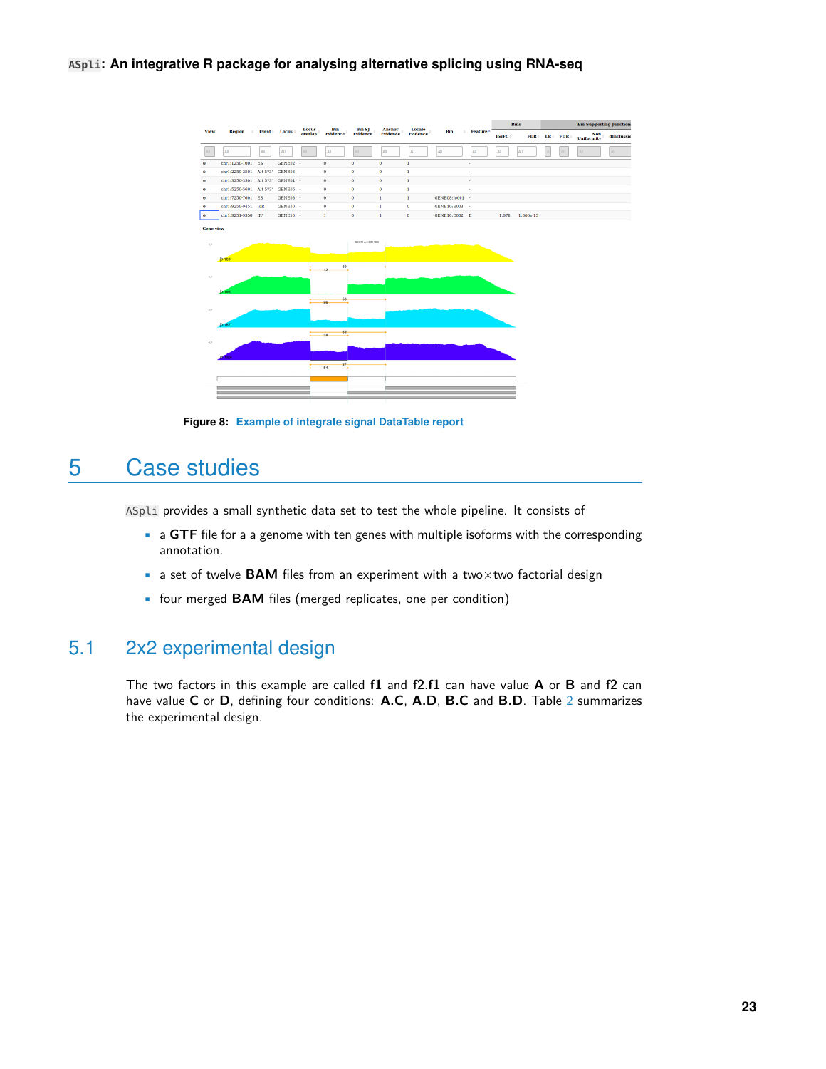Figure 8: Example of integrate signal DataTable report

# 5 Case studies

ASpli provides a small synthetic data set to test the whole pipeline. It consists of

- a **GTF** file for a a genome with ten genes with multiple isoforms with the corresponding annotation.
- a set of twelve **BAM** files from an experiment with a two×two factorial design
- four merged **BAM** files (merged replicates, one per condition)

## 5.1 2x2 experimental design

The two factors in this example are called **f1** and **f2**.**f1** can have value **A** or **B** and **f2** can have value **C** or **D**, defining four conditions: **A.C**, **A.D**, **B.C** and **B.D**. Table 2 summarizes the experimental design.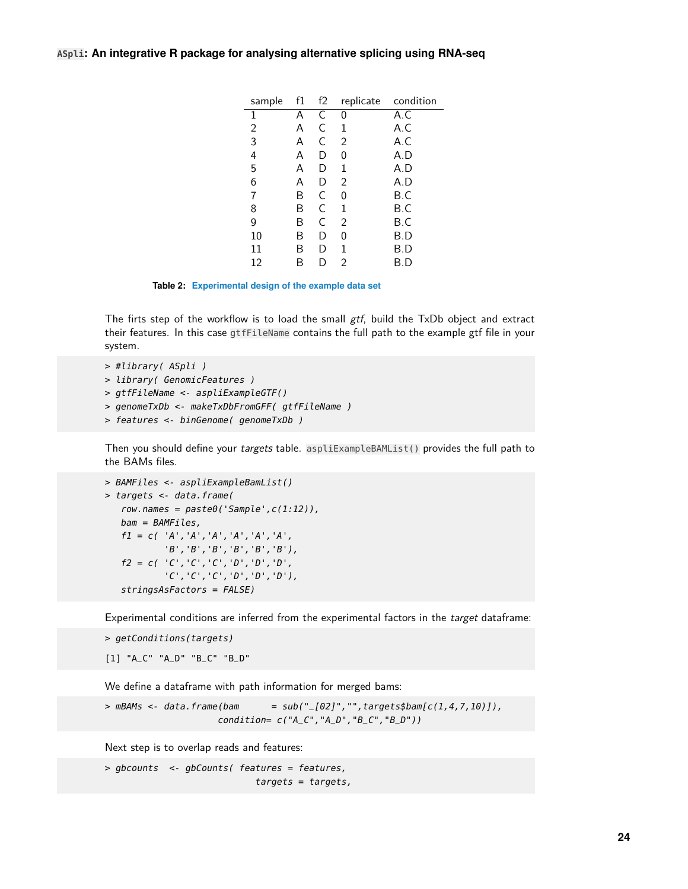| sample | f1 | f2 | replicate | condition |
|---|---|---|---|---|
| 1 | A | C | 0 | A.C |
| 2 | A | C | 1 | A.C |
| 3 | A | C | 2 | A.C |
| 4 | A | D | 0 | A.D |
| 5 | A | D | 1 | A.D |
| 6 | A | D | 2 | A.D |
| 7 | B | C | 0 | B.C |
| 8 | B | C | 1 | B.C |
| 9 | B | C | 2 | B.C |
| 10 | B | D | 0 | B.D |
| 11 | B | D | 1 | B.D |
| 12 | B | D | 2 | B.D |

**Table 2:** Experimental design of the example data set

The firts step of the workflow is to load the small *gtf*, build the TxDb object and extract their features. In this case `gtfFileName` contains the full path to the example gtf file in your system.

```
> #library( ASpli )
> library( GenomicFeatures )
> gtfFileName <- aspliExampleGTF()
> genomeTxDb <- makeTxDbFromGFF( gtfFileName )
> features <- binGenome( genomeTxDb )
```

Then you should define your *targets* table. `aspliExampleBAMList()` provides the full path to the BAMs files.

```
> BAMFiles <- aspliExampleBamList()
> targets <- data.frame(
    row.names = paste0('Sample',c(1:12)),
    bam = BAMFiles,
    f1 = c( 'A','A','A','A','A','A',
            'B','B','B','B','B','B'),
    f2 = c( 'C','C','C','D','D','D',
            'C','C','C','D','D','D'),
    stringsAsFactors = FALSE)
```

Experimental conditions are inferred from the experimental factors in the *target* dataframe:

```
> getConditions(targets)
[1] "A_C" "A_D" "B_C" "B_D"
```

We define a dataframe with path information for merged bams:

```
> mBAMs <- data.frame(bam      = sub("_[02]","",targets$bam[c(1,4,7,10)]),
                      condition= c("A_C","A_D","B_C","B_D"))
```

Next step is to overlap reads and features:

```
> gbcounts  <- gbCounts( features = features,
                         targets = targets,
```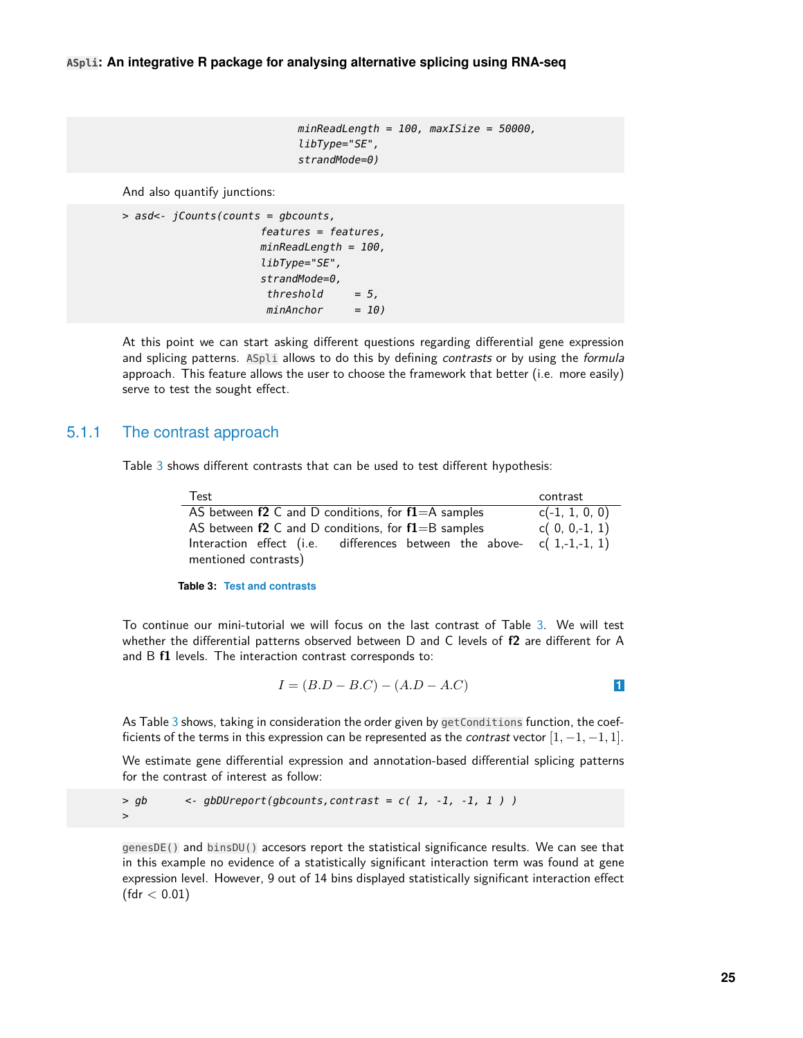```
                           minReadLength = 100, maxISize = 50000,
                           libType="SE",
                           strandMode=0)
```

And also quantify junctions:

```
> asd<- jCounts(counts = gbcounts,
                features = features,
                minReadLength = 100,
                libType="SE",
                strandMode=0,
                 threshold     = 5,
                 minAnchor     = 10)
```

At this point we can start asking different questions regarding differential gene expression and splicing patterns. ASpli allows to do this by defining *contrasts* or by using the *formula* approach. This feature allows the user to choose the framework that better (i.e. more easily) serve to test the sought effect.

### 5.1.1 The contrast approach

Table 3 shows different contrasts that can be used to test different hypothesis:

| Test | contrast |
|---|---|
| AS between **f2** C and D conditions, for **f1**=A samples | c(-1, 1, 0, 0) |
| AS between **f2** C and D conditions, for **f1**=B samples | c( 0, 0,-1, 1) |
| Interaction effect (i.e. differences between the above-mentioned contrasts) | c( 1,-1,-1, 1) |

**Table 3: Test and contrasts**

To continue our mini-tutorial we will focus on the last contrast of Table 3. We will test whether the differential patterns observed between D and C levels of **f2** are different for A and B **f1** levels. The interaction contrast corresponds to:

$$I = (B.D - B.C) - (A.D - A.C) \quad (1)$$

As Table 3 shows, taking in consideration the order given by getConditions function, the coefficients of the terms in this expression can be represented as the *contrast* vector $[1, -1, -1, 1]$.

We estimate gene differential expression and annotation-based differential splicing patterns for the contrast of interest as follow:

```
> gb      <- gbDUreport(gbcounts,contrast = c( 1, -1, -1, 1 ) )
>
```

genesDE() and binsDU() accesors report the statistical significance results. We can see that in this example no evidence of a statistically significant interaction term was found at gene expression level. However, 9 out of 14 bins displayed statistically significant interaction effect (fdr $< 0.01$)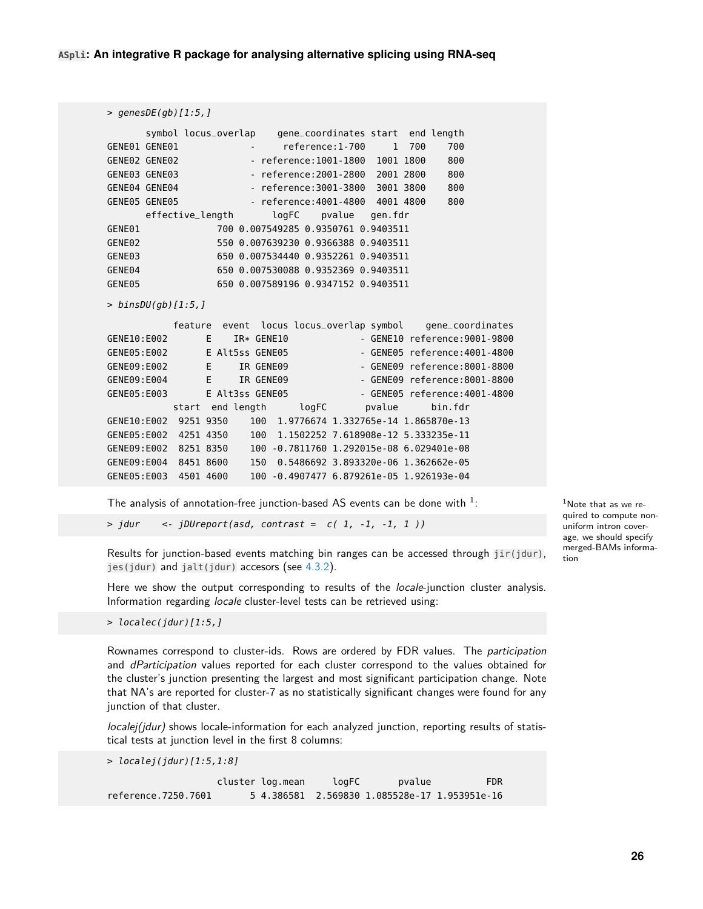```
> genesDE(gb)[1:5,]

       symbol locus_overlap    gene_coordinates start  end length
GENE01 GENE01             -      reference:1-700     1  700    700
GENE02 GENE02             - reference:1001-1800  1001 1800    800
GENE03 GENE03             - reference:2001-2800  2001 2800    800
GENE04 GENE04             - reference:3001-3800  3001 3800    800
GENE05 GENE05             - reference:4001-4800  4001 4800    800
       effective_length       logFC    pvalue   gen.fdr
GENE01              700 0.007549285 0.9350761 0.9403511
GENE02              550 0.007639230 0.9366388 0.9403511
GENE03              650 0.007534440 0.9352261 0.9403511
GENE04              650 0.007530088 0.9352369 0.9403511
GENE05              650 0.007589196 0.9347152 0.9403511

> binsDU(gb)[1:5,]

           feature  event  locus locus_overlap symbol    gene_coordinates
GENE10:E002       E    IR* GENE10             - GENE10 reference:9001-9800
GENE05:E002       E Alt5ss GENE05             - GENE05 reference:4001-4800
GENE09:E002       E     IR GENE09             - GENE09 reference:8001-8800
GENE09:E004       E     IR GENE09             - GENE09 reference:8001-8800
GENE05:E003       E Alt3ss GENE05             - GENE05 reference:4001-4800
           start  end length      logFC       pvalue      bin.fdr
GENE10:E002  9251 9350    100  1.9776674 1.332765e-14 1.865870e-13
GENE05:E002  4251 4350    100  1.1502252 7.618908e-12 5.333235e-11
GENE09:E002  8251 8350    100 -0.7811760 1.292015e-08 6.029401e-08
GENE09:E004  8451 8600    150  0.5486692 3.893320e-06 1.362662e-05
GENE05:E003  4501 4600    100 -0.4907477 6.879261e-05 1.926193e-04
```

The analysis of annotation-free junction-based AS events can be done with [1]:

```
> jdur    <- jDUreport(asd, contrast =  c( 1, -1, -1, 1 ))
```

[1] Note that as we required to compute non-uniform intron coverage, we should specify merged-BAMs information

Results for junction-based events matching bin ranges can be accessed through `jir(jdur)`, `jes(jdur)` and `jalt(jdur)` accesors (see 4.3.2).

Here we show the output corresponding to results of the *locale*-junction cluster analysis. Information regarding *locale* cluster-level tests can be retrieved using:

```
> localec(jdur)[1:5,]
```

Rownames correspond to cluster-ids. Rows are ordered by FDR values. The *participation* and *dParticipation* values reported for each cluster correspond to the values obtained for the cluster's junction presenting the largest and most significant participation change. Note that NA's are reported for cluster-7 as no statistically significant changes were found for any junction of that cluster.

*localej(jdur)* shows locale-information for each analyzed junction, reporting results of statistical tests at junction level in the first 8 columns:

```
> localej(jdur)[1:5,1:8]

                    cluster log.mean     logFC       pvalue          FDR
reference.7250.7601       5 4.386581  2.569830 1.085528e-17 1.953951e-16
```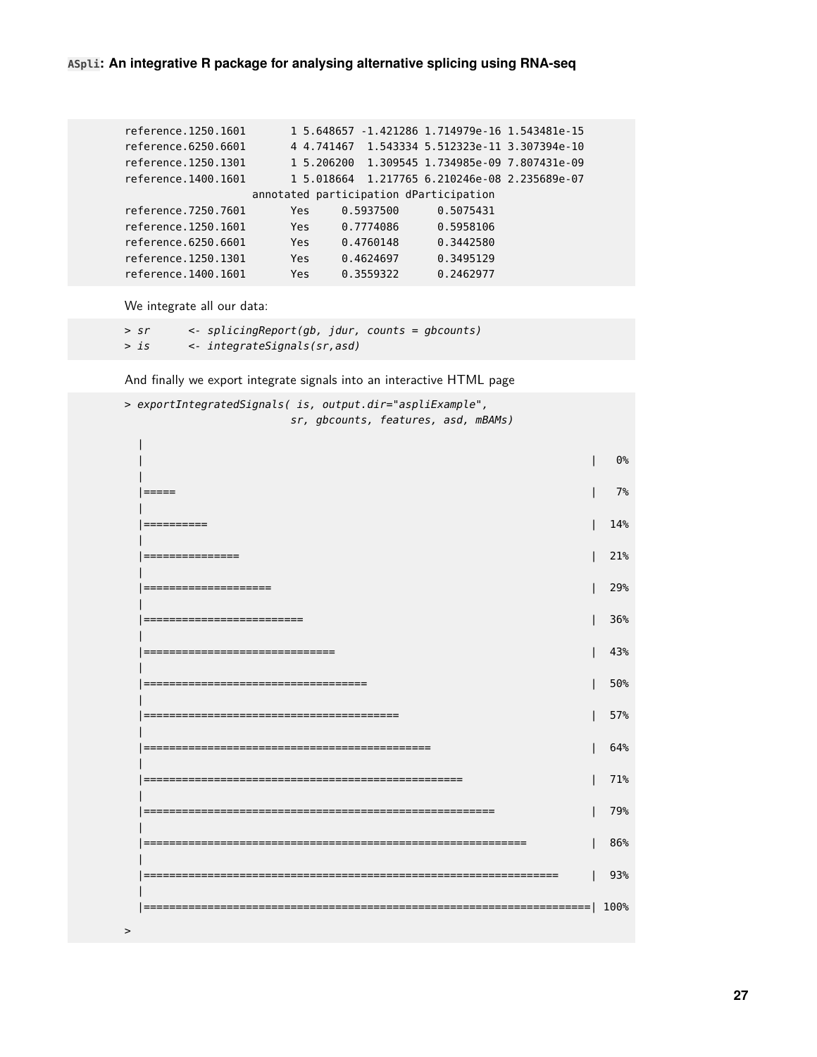```
reference.1250.1601       1 5.648657 -1.421286 1.714979e-16 1.543481e-15
reference.6250.6601       4 4.741467  1.543334 5.512323e-11 3.307394e-10
reference.1250.1301       1 5.206200  1.309545 1.734985e-09 7.807431e-09
reference.1400.1601       1 5.018664  1.217765 6.210246e-08 2.235689e-07
                    annotated participation dParticipation
reference.7250.7601       Yes     0.5937500      0.5075431
reference.1250.1601       Yes     0.7774086      0.5958106
reference.6250.6601       Yes     0.4760148      0.3442580
reference.1250.1301       Yes     0.4624697      0.3495129
reference.1400.1601       Yes     0.3559322      0.2462977
```

We integrate all our data:

```
> sr      <- splicingReport(gb, jdur, counts = gbcounts)
> is      <- integrateSignals(sr,asd)
```

And finally we export integrate signals into an interactive HTML page

```
> exportIntegratedSignals( is, output.dir="aspliExample",
                           sr, gbcounts, features, asd, mBAMs)

  |
  |                                                                      |   0%
  |
  |=====                                                                 |   7%
  |
  |==========                                                            |  14%
  |
  |===============                                                       |  21%
  |
  |====================                                                  |  29%
  |
  |=========================                                             |  36%
  |
  |==============================                                        |  43%
  |
  |===================================                                   |  50%
  |
  |========================================                              |  57%
  |
  |=============================================                         |  64%
  |
  |==================================================                    |  71%
  |
  |=======================================================               |  79%
  |
  |============================================================          |  86%
  |
  |=================================================================     |  93%
  |
  |======================================================================| 100%

>
```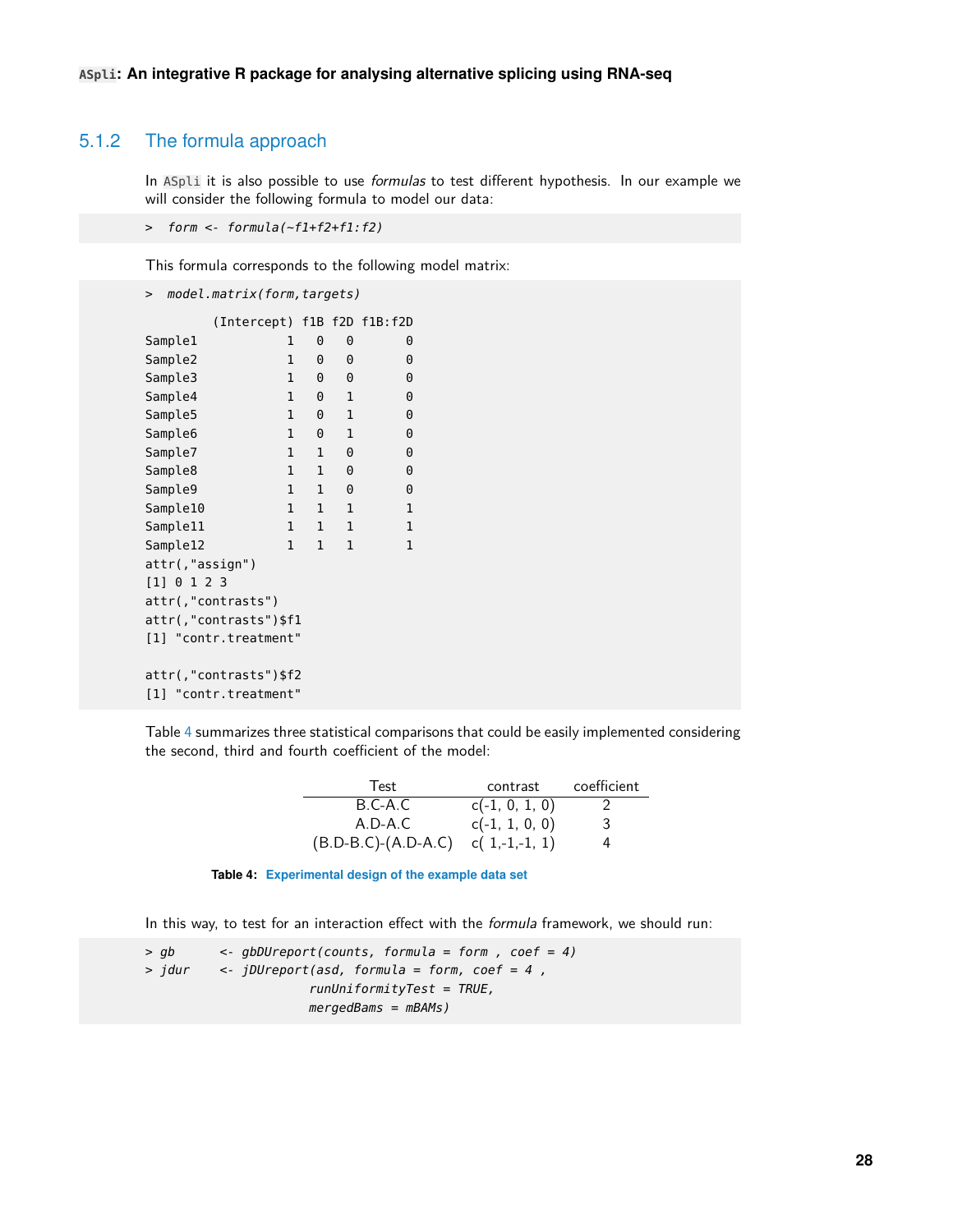### 5.1.2 The formula approach

In ASpli it is also possible to use *formulas* to test different hypothesis. In our example we will consider the following formula to model our data:

```
> form <- formula(~f1+f2+f1:f2)
```

This formula corresponds to the following model matrix:

```
> model.matrix(form,targets)

         (Intercept) f1B f2D f1B:f2D
Sample1            1   0   0       0
Sample2            1   0   0       0
Sample3            1   0   0       0
Sample4            1   0   1       0
Sample5            1   0   1       0
Sample6            1   0   1       0
Sample7            1   1   0       0
Sample8            1   1   0       0
Sample9            1   1   0       0
Sample10           1   1   1       1
Sample11           1   1   1       1
Sample12           1   1   1       1
attr(,"assign")
[1] 0 1 2 3
attr(,"contrasts")
attr(,"contrasts")$f1
[1] "contr.treatment"

attr(,"contrasts")$f2
[1] "contr.treatment"
```

Table 4 summarizes three statistical comparisons that could be easily implemented considering the second, third and fourth coefficient of the model:

| Test | contrast | coefficient |
|---|---|---|
| B.C-A.C | c(-1, 0, 1, 0) | 2 |
| A.D-A.C | c(-1, 1, 0, 0) | 3 |
| (B.D-B.C)-(A.D-A.C) | c( 1,-1,-1, 1) | 4 |

**Table 4: Experimental design of the example data set**

In this way, to test for an interaction effect with the *formula* framework, we should run:

```
> gb      <- gbDUreport(counts, formula = form , coef = 4)
> jdur    <- jDUreport(asd, formula = form, coef = 4 ,
                      runUniformityTest = TRUE,
                      mergedBams = mBAMs)
```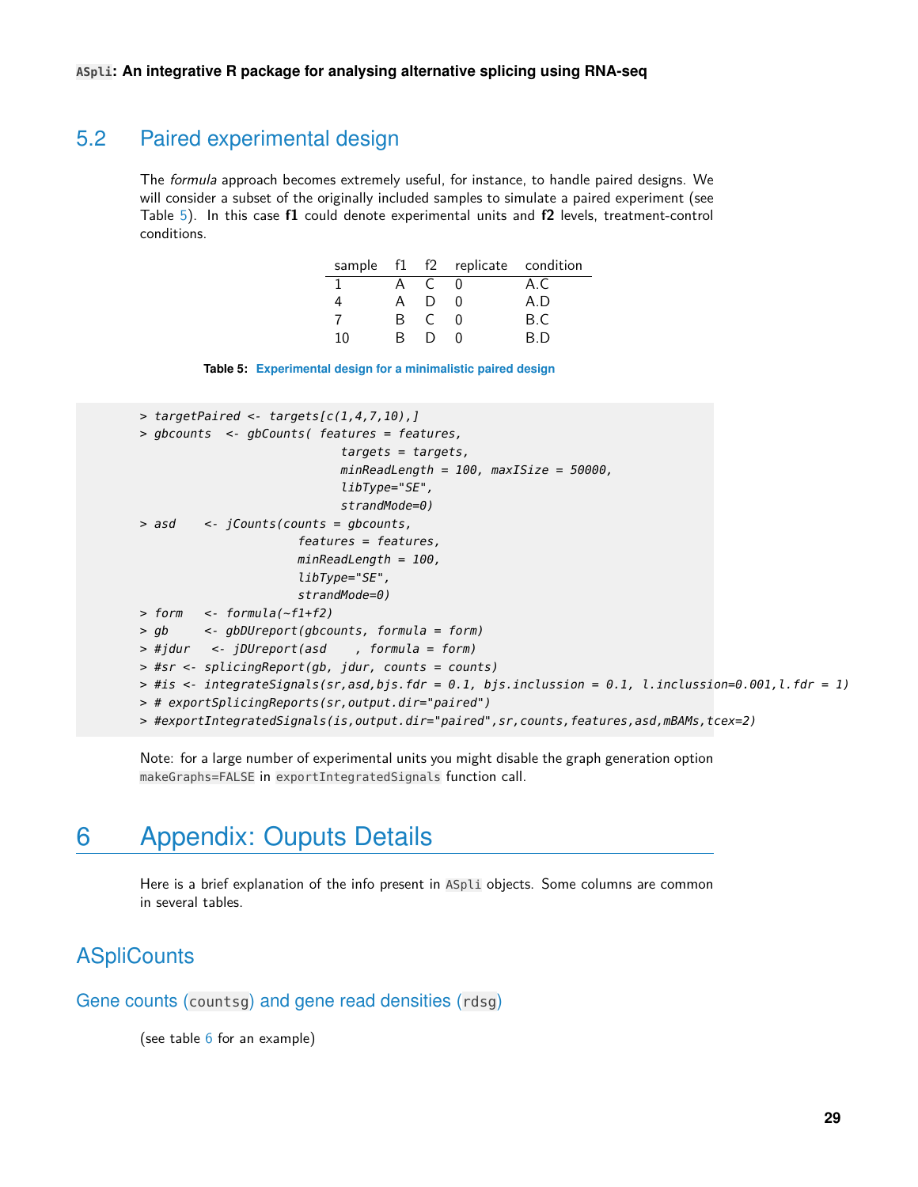## 5.2 Paired experimental design

The *formula* approach becomes extremely useful, for instance, to handle paired designs. We will consider a subset of the originally included samples to simulate a paired experiment (see Table 5). In this case **f1** could denote experimental units and **f2** levels, treatment-control conditions.

| sample | f1 | f2 | replicate | condition |
|---|---|---|---|---|
| 1 | A | C | 0 | A.C |
| 4 | A | D | 0 | A.D |
| 7 | B | C | 0 | B.C |
| 10 | B | D | 0 | B.D |

**Table 5: Experimental design for a minimalistic paired design**

```
> targetPaired <- targets[c(1,4,7,10),]
> gbcounts  <- gbCounts( features = features,
                         targets = targets,
                         minReadLength = 100, maxISize = 50000,
                         libType="SE",
                         strandMode=0)
> asd    <- jCounts(counts = gbcounts,
                    features = features,
                    minReadLength = 100,
                    libType="SE",
                    strandMode=0)
> form   <- formula(~f1+f2)
> gb     <- gbDUreport(gbcounts, formula = form)
> #jdur   <- jDUreport(asd    , formula = form)
> #sr <- splicingReport(gb, jdur, counts = counts)
> #is <- integrateSignals(sr,asd,bjs.fdr = 0.1, bjs.inclussion = 0.1, l.inclussion=0.001,l.fdr = 1)
> # exportSplicingReports(sr,output.dir="paired")
> #exportIntegratedSignals(is,output.dir="paired",sr,counts,features,asd,mBAMs,tcex=2)
```

Note: for a large number of experimental units you might disable the graph generation option `makeGraphs=FALSE` in `exportIntegratedSignals` function call.

# 6 Appendix: Ouputs Details

Here is a brief explanation of the info present in `ASpli` objects. Some columns are common in several tables.

## ASpliCounts

### Gene counts (`countsg`) and gene read densities (`rdsg`)

(see table 6 for an example)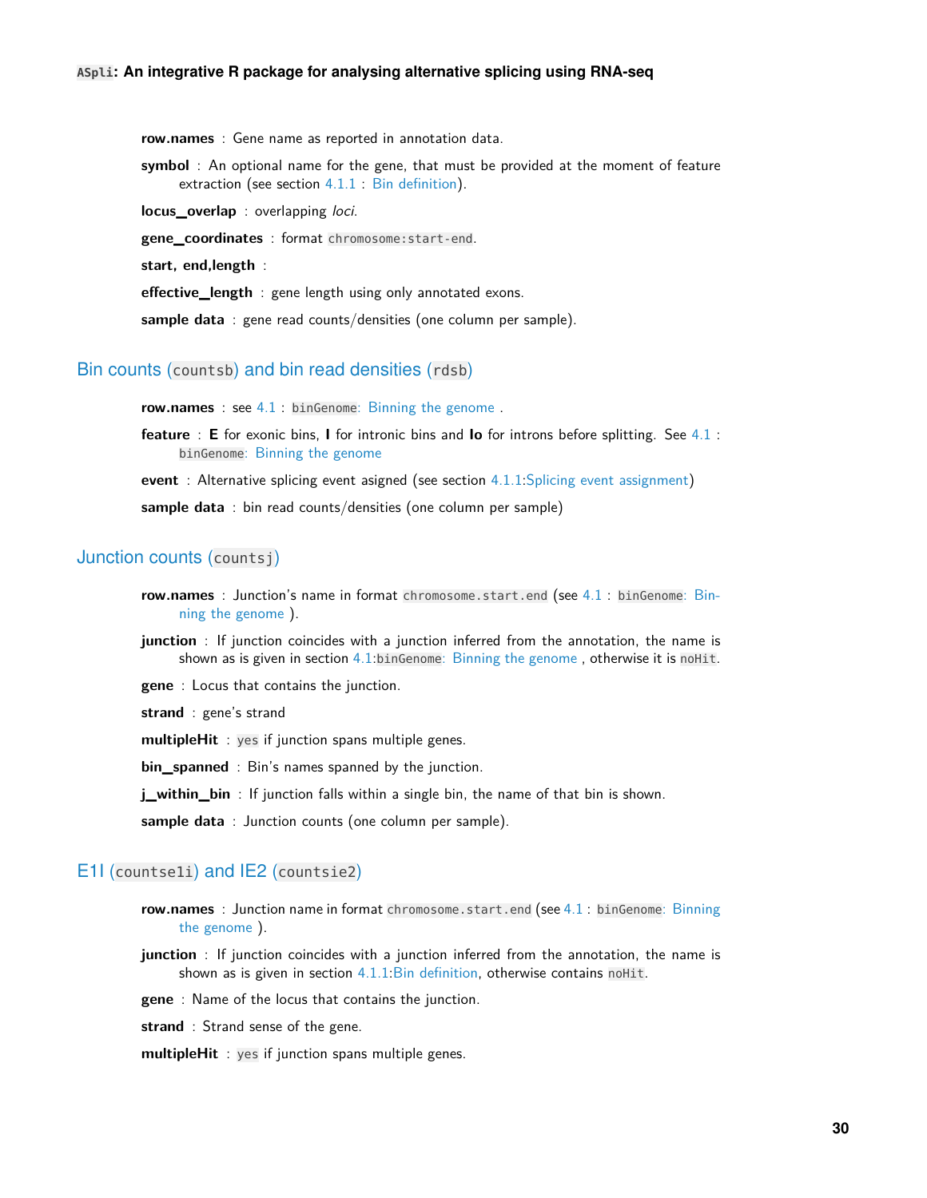**row.names** : Gene name as reported in annotation data.

**symbol** : An optional name for the gene, that must be provided at the moment of feature extraction (see section 4.1.1 : Bin definition).

**locus_overlap** : overlapping *loci*.

**gene_coordinates** : format `chromosome:start-end`.

**start, end,length** :

**effective_length** : gene length using only annotated exons.

**sample data** : gene read counts/densities (one column per sample).

### Bin counts (`countsb`) and bin read densities (`rdsb`)

**row.names** : see 4.1 : `binGenome`: Binning the genome .

**feature** : **E** for exonic bins, **I** for intronic bins and **Io** for introns before splitting. See 4.1 : `binGenome`: Binning the genome

**event** : Alternative splicing event asigned (see section 4.1.1:Splicing event assignment)

**sample data** : bin read counts/densities (one column per sample)

### Junction counts (`countsj`)

**row.names** : Junction's name in format `chromosome.start.end` (see 4.1 : `binGenome`: Binning the genome ).

**junction** : If junction coincides with a junction inferred from the annotation, the name is shown as is given in section 4.1:`binGenome`: Binning the genome , otherwise it is `noHit`.

**gene** : Locus that contains the junction.

**strand** : gene's strand

**multipleHit** : `yes` if junction spans multiple genes.

**bin_spanned** : Bin's names spanned by the junction.

**j_within_bin** : If junction falls within a single bin, the name of that bin is shown.

**sample data** : Junction counts (one column per sample).

### E1I (`countse1i`) and IE2 (`countsie2`)

**row.names** : Junction name in format `chromosome.start.end` (see 4.1 : `binGenome`: Binning the genome ).

**junction** : If junction coincides with a junction inferred from the annotation, the name is shown as is given in section 4.1.1:Bin definition, otherwise contains `noHit`.

**gene** : Name of the locus that contains the junction.

**strand** : Strand sense of the gene.

**multipleHit** : `yes` if junction spans multiple genes.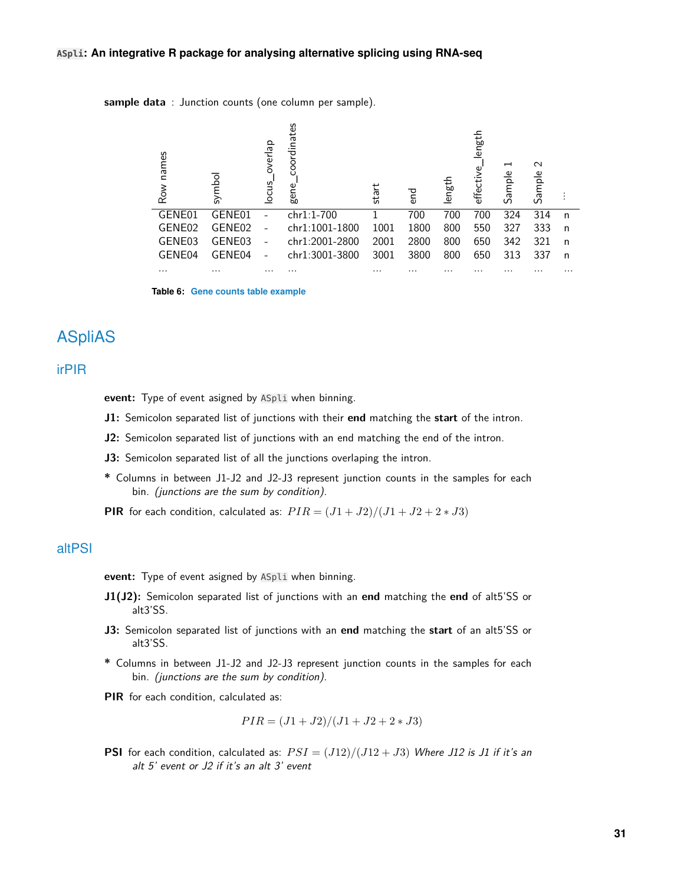**sample data** : Junction counts (one column per sample).

| Row names | symbol | locus_overlap | gene_coordinates | start | end | length | effective_length | Sample 1 | Sample 2 | ⋮ |
|---|---|---|---|---|---|---|---|---|---|---|
| GENE01 | GENE01 | - | chr1:1-700 | 1 | 700 | 700 | 700 | 324 | 314 | n |
| GENE02 | GENE02 | - | chr1:1001-1800 | 1001 | 1800 | 800 | 550 | 327 | 333 | n |
| GENE03 | GENE03 | - | chr1:2001-2800 | 2001 | 2800 | 800 | 650 | 342 | 321 | n |
| GENE04 | GENE04 | - | chr1:3001-3800 | 3001 | 3800 | 800 | 650 | 313 | 337 | n |
| ... | ... | ... | ... | ... | ... | ... | ... | ... | ... | ... |

**Table 6: Gene counts table example**

# ASpliAS

## irPIR

**event:** Type of event asigned by ASpli when binning.

**J1:** Semicolon separated list of junctions with their **end** matching the **start** of the intron.

**J2:** Semicolon separated list of junctions with an end matching the end of the intron.

**J3:** Semicolon separated list of all the junctions overlaping the intron.

**\*** Columns in between J1-J2 and J2-J3 represent junction counts in the samples for each bin. *(junctions are the sum by condition)*.

**PIR** for each condition, calculated as: $PIR = (J1 + J2)/(J1 + J2 + 2 * J3)$

## altPSI

**event:** Type of event asigned by ASpli when binning.

**J1(J2):** Semicolon separated list of junctions with an **end** matching the **end** of alt5'SS or alt3'SS.

**J3:** Semicolon separated list of junctions with an **end** matching the **start** of an alt5'SS or alt3'SS.

**\*** Columns in between J1-J2 and J2-J3 represent junction counts in the samples for each bin. *(junctions are the sum by condition)*.

**PIR** for each condition, calculated as:

$$PIR = (J1 + J2)/(J1 + J2 + 2 * J3)$$

**PSI** for each condition, calculated as: $PSI = (J12)/(J12 + J3)$ *Where J12 is J1 if it's an alt 5' event or J2 if it's an alt 3' event*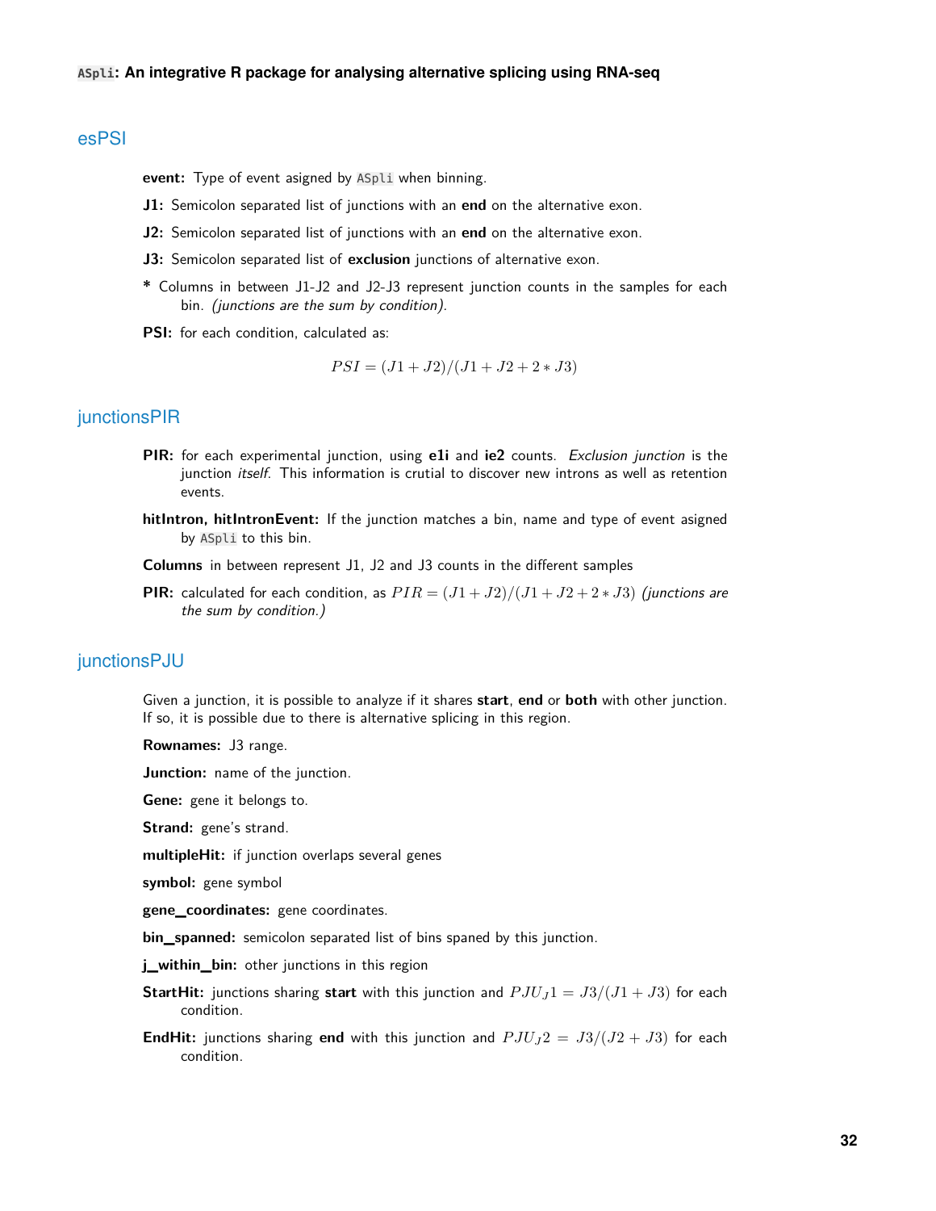## esPSI

**event:** Type of event asigned by `ASpli` when binning.

**J1:** Semicolon separated list of junctions with an **end** on the alternative exon.

**J2:** Semicolon separated list of junctions with an **end** on the alternative exon.

**J3:** Semicolon separated list of **exclusion** junctions of alternative exon.

**\*** Columns in between J1-J2 and J2-J3 represent junction counts in the samples for each bin. *(junctions are the sum by condition)*.

**PSI:** for each condition, calculated as:

$$PSI = (J1 + J2)/(J1 + J2 + 2 * J3)$$

## junctionsPIR

**PIR:** for each experimental junction, using **e1i** and **ie2** counts. *Exclusion junction* is the junction *itself*. This information is crutial to discover new introns as well as retention events.

**hitIntron, hitIntronEvent:** If the junction matches a bin, name and type of event asigned by `ASpli` to this bin.

**Columns** in between represent J1, J2 and J3 counts in the different samples

**PIR:** calculated for each condition, as $PIR = (J1 + J2)/(J1 + J2 + 2 * J3)$ *(junctions are the sum by condition.)*

## junctionsPJU

Given a junction, it is possible to analyze if it shares **start**, **end** or **both** with other junction. If so, it is possible due to there is alternative splicing in this region.

**Rownames:** J3 range.

**Junction:** name of the junction.

**Gene:** gene it belongs to.

**Strand:** gene's strand.

**multipleHit:** if junction overlaps several genes

**symbol:** gene symbol

**gene_coordinates:** gene coordinates.

**bin_spanned:** semicolon separated list of bins spaned by this junction.

**j_within_bin:** other junctions in this region

**StartHit:** junctions sharing **start** with this junction and $PJU_J1 = J3/(J1 + J3)$ for each condition.

**EndHit:** junctions sharing **end** with this junction and $PJU_J2 = J3/(J2 + J3)$ for each condition.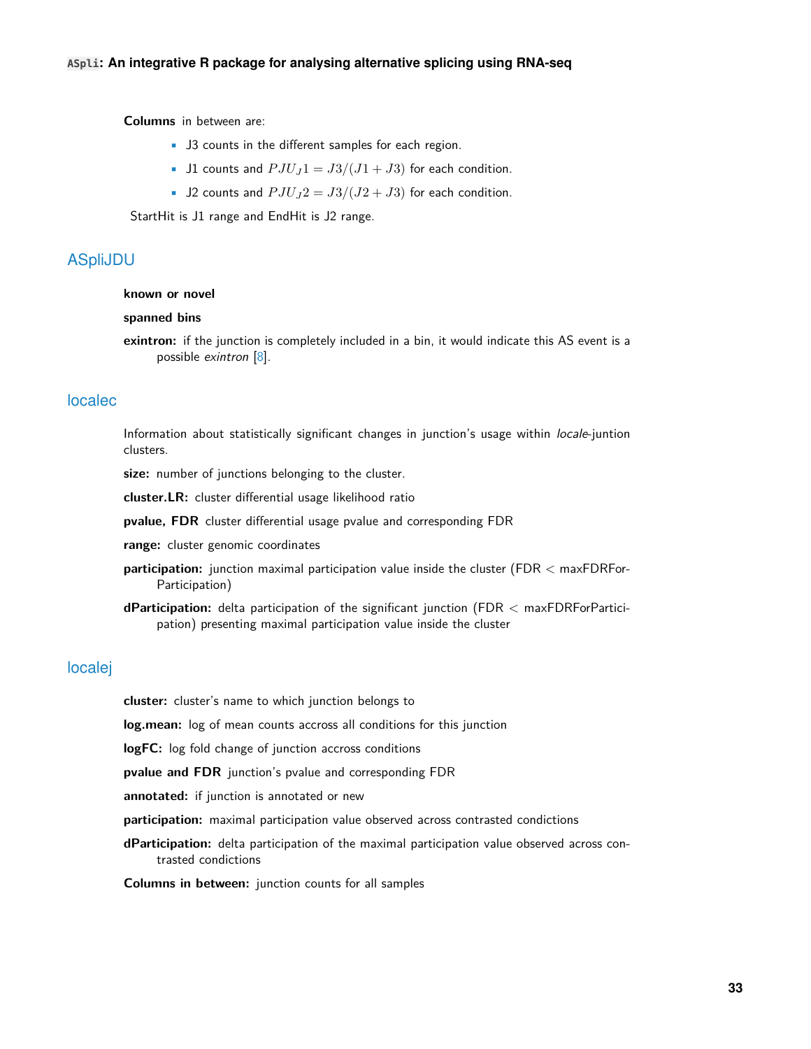**Columns** in between are:

- J3 counts in the different samples for each region.
- J1 counts and $PJU_J1 = J3/(J1 + J3)$ for each condition.
- J2 counts and $PJU_J2 = J3/(J2 + J3)$ for each condition.

StartHit is J1 range and EndHit is J2 range.

## ASpliJDU

**known or novel**

**spanned bins**

**exintron:** if the junction is completely included in a bin, it would indicate this AS event is a possible *exintron* [8].

## localec

Information about statistically significant changes in junction's usage within *locale*-juntion clusters.

**size:** number of junctions belonging to the cluster.

**cluster.LR:** cluster differential usage likelihood ratio

**pvalue, FDR** cluster differential usage pvalue and corresponding FDR

**range:** cluster genomic coordinates

**participation:** junction maximal participation value inside the cluster (FDR < maxFDRForParticipation)

**dParticipation:** delta participation of the significant junction (FDR < maxFDRForParticipation) presenting maximal participation value inside the cluster

## localej

**cluster:** cluster's name to which junction belongs to

**log.mean:** log of mean counts accross all conditions for this junction

**logFC:** log fold change of junction accross conditions

**pvalue and FDR** junction's pvalue and corresponding FDR

**annotated:** if junction is annotated or new

**participation:** maximal participation value observed across contrasted condictions

**dParticipation:** delta participation of the maximal participation value observed across contrasted condictions

**Columns in between:** junction counts for all samples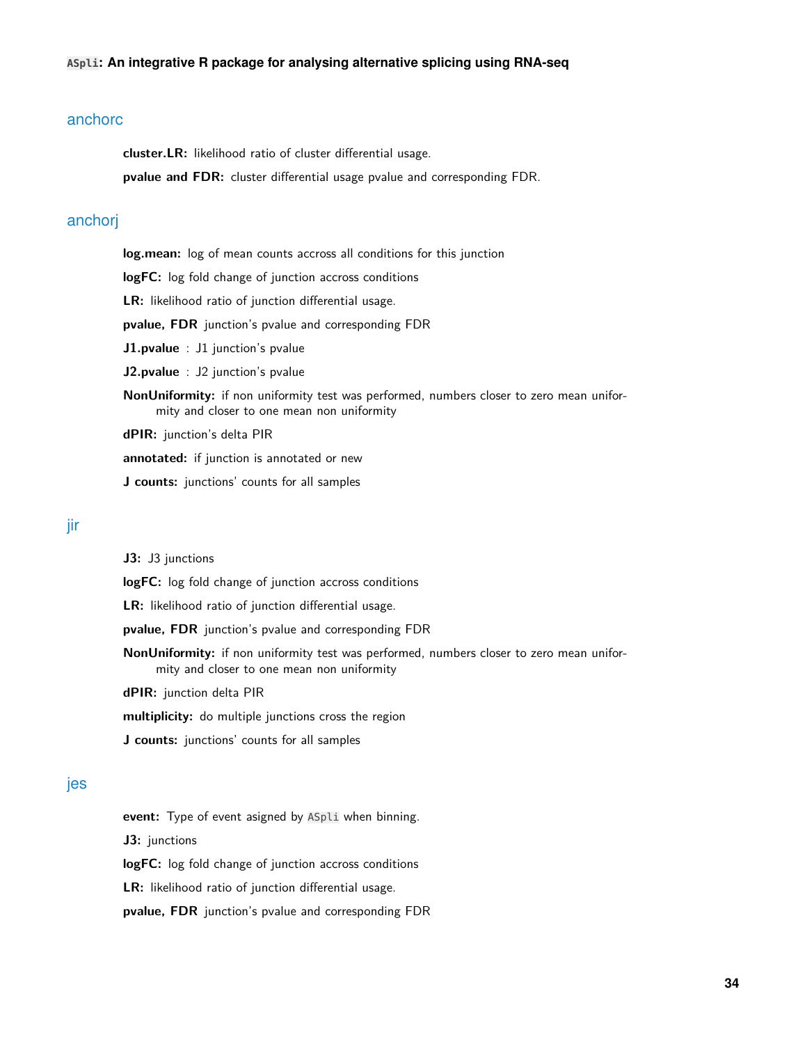## anchorc

**cluster.LR:** likelihood ratio of cluster differential usage.

**pvalue and FDR:** cluster differential usage pvalue and corresponding FDR.

## anchorj

**log.mean:** log of mean counts accross all conditions for this junction

**logFC:** log fold change of junction accross conditions

**LR:** likelihood ratio of junction differential usage.

**pvalue, FDR** junction's pvalue and corresponding FDR

**J1.pvalue** : J1 junction's pvalue

**J2.pvalue** : J2 junction's pvalue

**NonUniformity:** if non uniformity test was performed, numbers closer to zero mean uniformity and closer to one mean non uniformity

**dPIR:** junction's delta PIR

**annotated:** if junction is annotated or new

**J counts:** junctions' counts for all samples

## jir

**J3:** J3 junctions

**logFC:** log fold change of junction accross conditions

**LR:** likelihood ratio of junction differential usage.

**pvalue, FDR** junction's pvalue and corresponding FDR

**NonUniformity:** if non uniformity test was performed, numbers closer to zero mean uniformity and closer to one mean non uniformity

**dPIR:** junction delta PIR

**multiplicity:** do multiple junctions cross the region

**J counts:** junctions' counts for all samples

## jes

**event:** Type of event asigned by `ASpli` when binning.

**J3:** junctions

**logFC:** log fold change of junction accross conditions

**LR:** likelihood ratio of junction differential usage.

**pvalue, FDR** junction's pvalue and corresponding FDR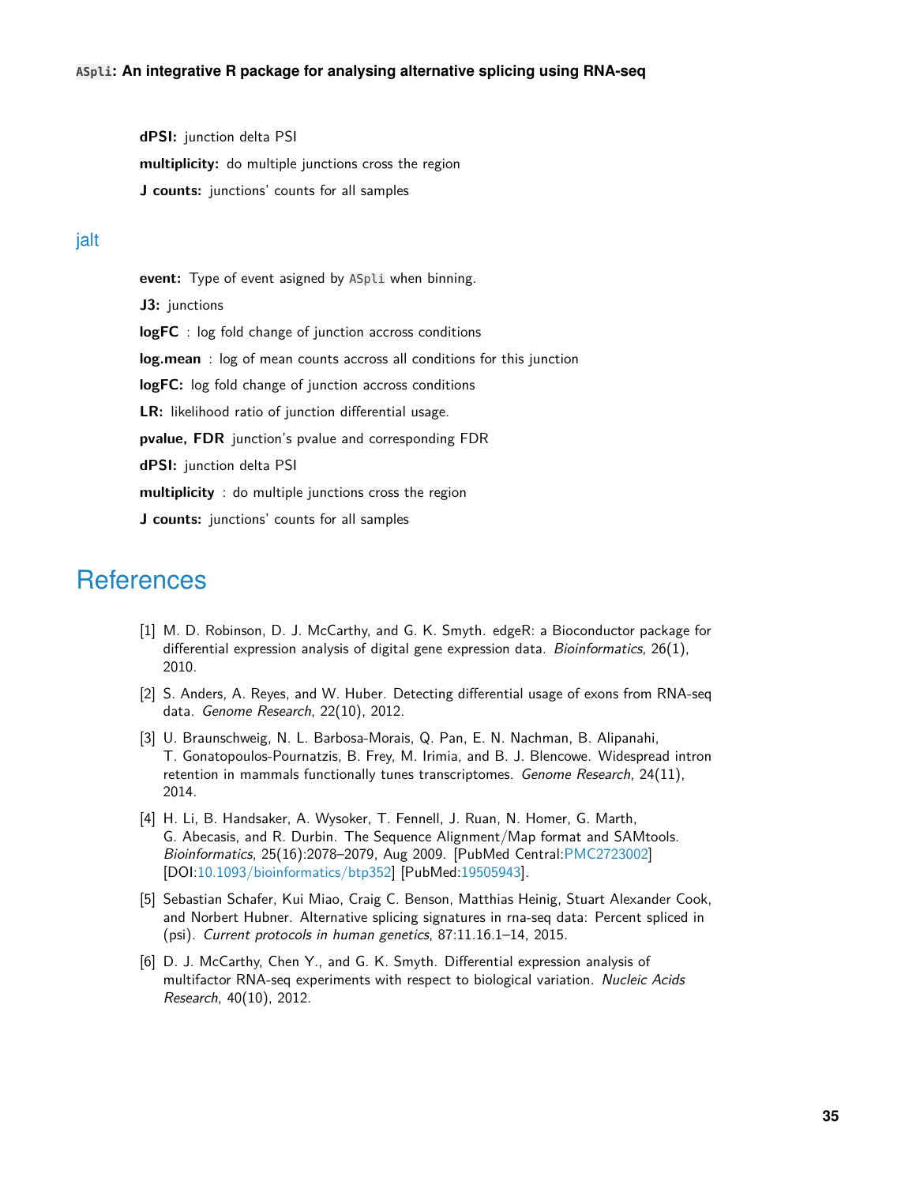**dPSI:** junction delta PSI

**multiplicity:** do multiple junctions cross the region

**J counts:** junctions' counts for all samples

## jalt

**event:** Type of event asigned by `ASpli` when binning.

**J3:** junctions

**logFC** : log fold change of junction accross conditions

**log.mean** : log of mean counts accross all conditions for this junction

**logFC:** log fold change of junction accross conditions

**LR:** likelihood ratio of junction differential usage.

**pvalue, FDR** junction's pvalue and corresponding FDR

**dPSI:** junction delta PSI

**multiplicity** : do multiple junctions cross the region

**J counts:** junctions' counts for all samples

# References

[1] M. D. Robinson, D. J. McCarthy, and G. K. Smyth. edgeR: a Bioconductor package for differential expression analysis of digital gene expression data. *Bioinformatics*, 26(1), 2010.

[2] S. Anders, A. Reyes, and W. Huber. Detecting differential usage of exons from RNA-seq data. *Genome Research*, 22(10), 2012.

[3] U. Braunschweig, N. L. Barbosa-Morais, Q. Pan, E. N. Nachman, B. Alipanahi, T. Gonatopoulos-Pournatzis, B. Frey, M. Irimia, and B. J. Blencowe. Widespread intron retention in mammals functionally tunes transcriptomes. *Genome Research*, 24(11), 2014.

[4] H. Li, B. Handsaker, A. Wysoker, T. Fennell, J. Ruan, N. Homer, G. Marth, G. Abecasis, and R. Durbin. The Sequence Alignment/Map format and SAMtools. *Bioinformatics*, 25(16):2078–2079, Aug 2009. [PubMed Central:PMC2723002] [DOI:10.1093/bioinformatics/btp352] [PubMed:19505943].

[5] Sebastian Schafer, Kui Miao, Craig C. Benson, Matthias Heinig, Stuart Alexander Cook, and Norbert Hubner. Alternative splicing signatures in rna-seq data: Percent spliced in (psi). *Current protocols in human genetics*, 87:11.16.1–14, 2015.

[6] D. J. McCarthy, Chen Y., and G. K. Smyth. Differential expression analysis of multifactor RNA-seq experiments with respect to biological variation. *Nucleic Acids Research*, 40(10), 2012.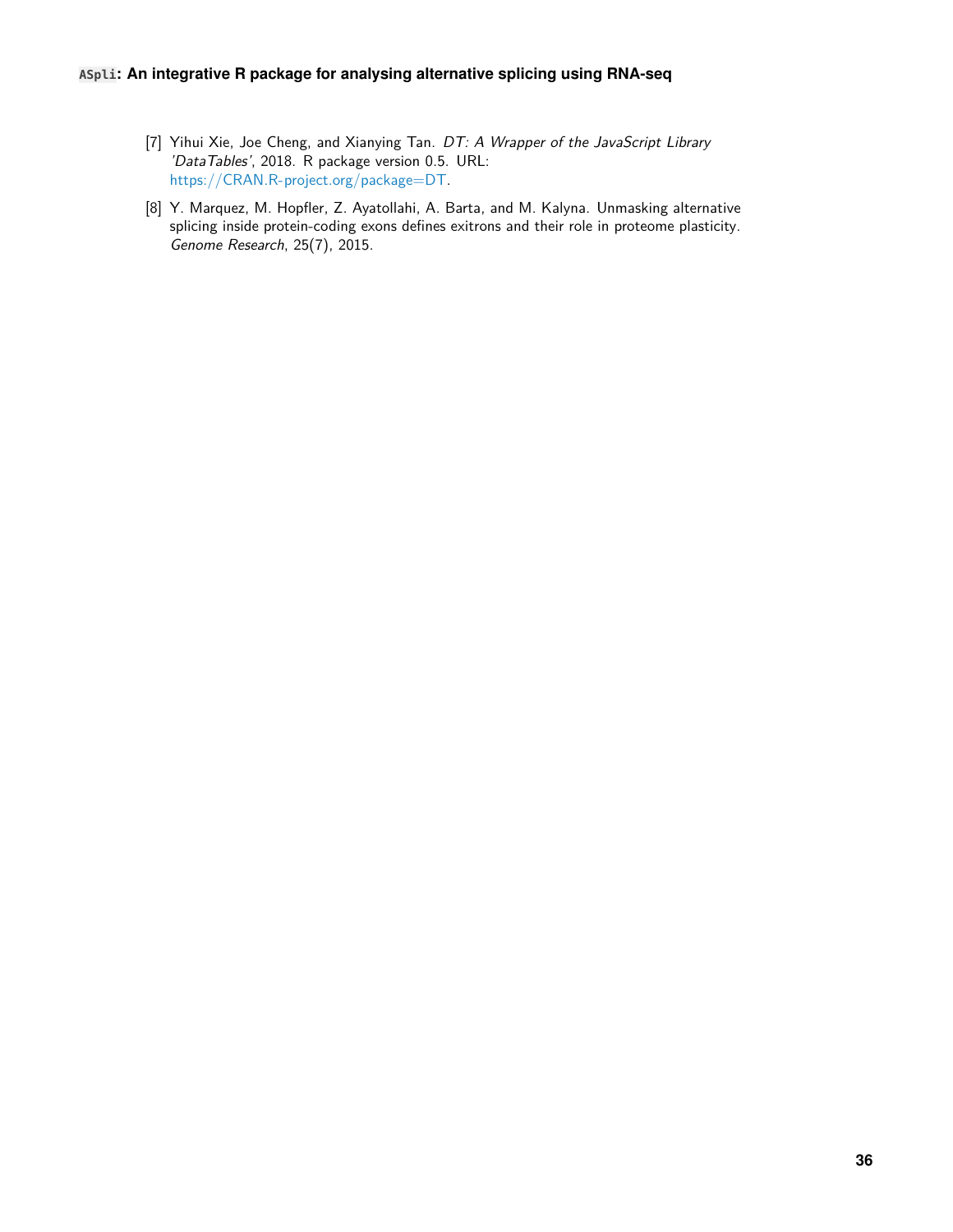[7] Yihui Xie, Joe Cheng, and Xianying Tan. *DT: A Wrapper of the JavaScript Library 'DataTables'*, 2018. R package version 0.5. URL: https://CRAN.R-project.org/package=DT.

[8] Y. Marquez, M. Hopfler, Z. Ayatollahi, A. Barta, and M. Kalyna. Unmasking alternative splicing inside protein-coding exons defines exitrons and their role in proteome plasticity. *Genome Research*, 25(7), 2015.